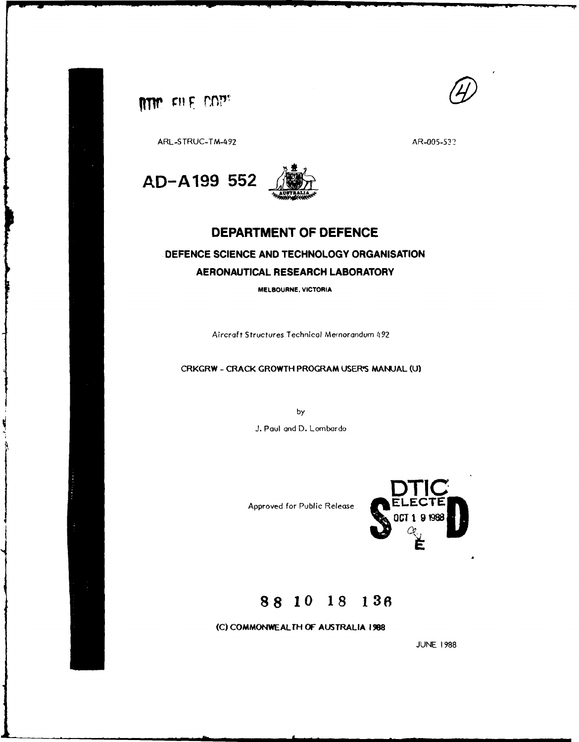DTIC FILE COPY

ARL-STRUC-TM-492

AR-005-532

AD-A199 552

# DEPARTMENT OF DEFENCE

## DEFENCE SCIENCE AND TECHNOLOGY ORGANISATION

## AERONAUTICAL RESEARCH LABORATORY

MELBOURNE, VICTORIA

Aircraft Structures Technical Memorandum 492

CRKGRW - CRACK GROWTH PROGRAM USER'S MANUAL (U)

by

J. Paul and D. Lombardo

Approved for Public Release

DTIC ELECTE OCT 19 1988

88 10 18 136

(C) COMMONWEALTH OF AUSTRALIA 1988

JUNE 1988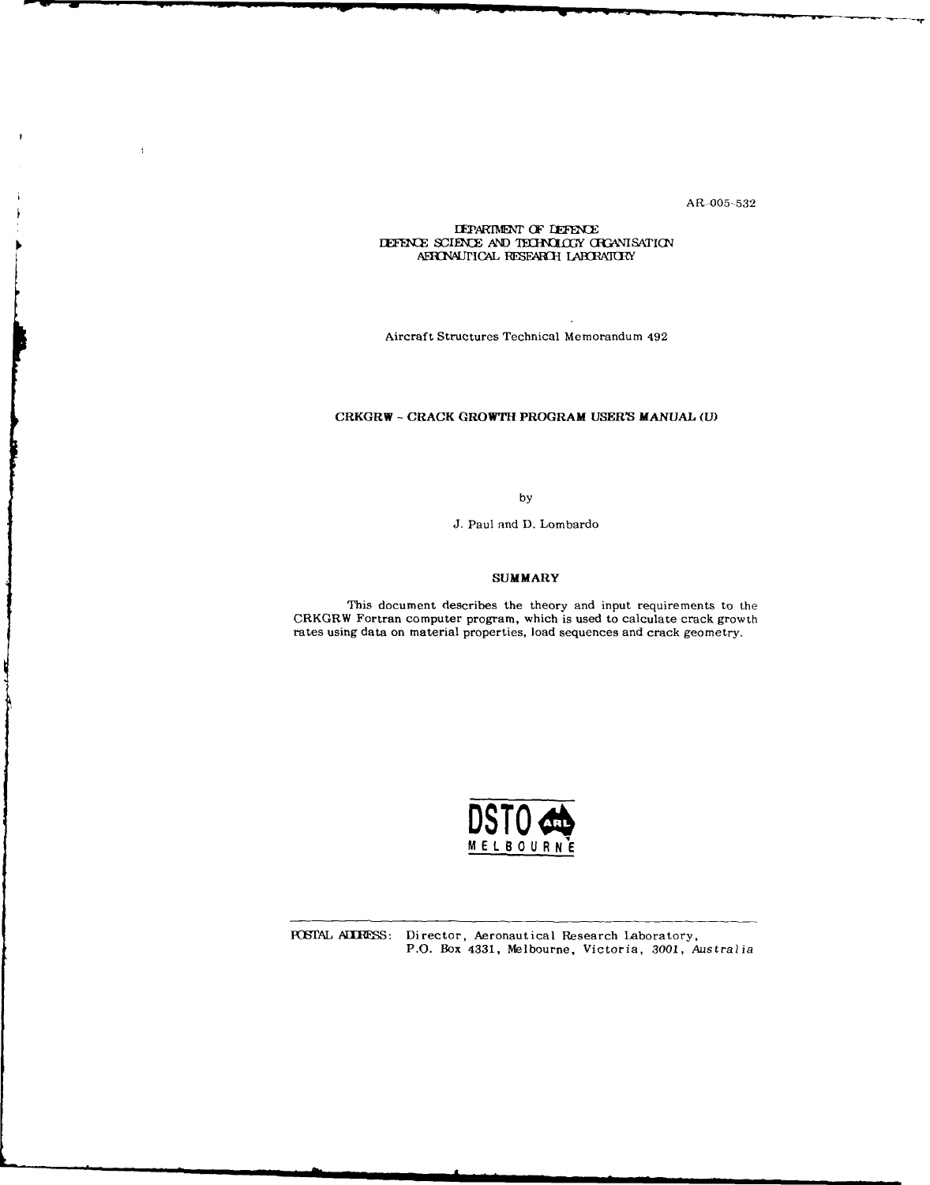AR-005-532

DEPARTMENT OF DEFENCE
DEFENCE SCIENCE AND TECHNOLOGY ORGANISATION
AERONAUTICAL RESEARCH LABORATORY

Aircraft Structures Technical Memorandum 492

## CRKGRW - CRACK GROWTH PROGRAM USER'S MANUAL (U)

by

J. Paul and D. Lombardo

### SUMMARY

This document describes the theory and input requirements to the CRKGRW Fortran computer program, which is used to calculate crack growth rates using data on material properties, load sequences and crack geometry.

DSTO ARL
MELBOURNE

POSTAL ADDRESS: Director, Aeronautical Research Laboratory,
P.O. Box 4331, Melbourne, Victoria, 3001, *Australia*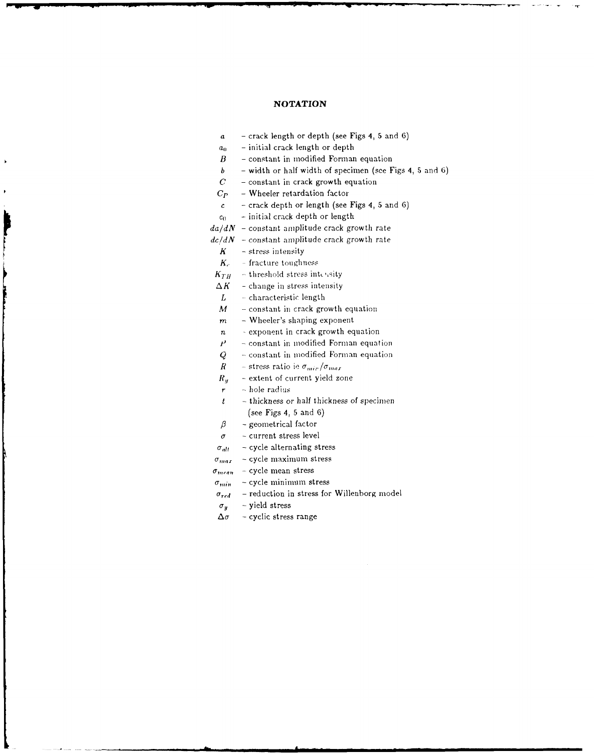## NOTATION

| | |
|---|---|
| $a$ | – crack length or depth (see Figs 4, 5 and 6) |
| $a_0$ | – initial crack length or depth |
| $B$ | – constant in modified Forman equation |
| $b$ | – width or half width of specimen (see Figs 4, 5 and 6) |
| $C$ | – constant in crack growth equation |
| $C_P$ | – Wheeler retardation factor |
| $c$ | – crack depth or length (see Figs 4, 5 and 6) |
| $c_0$ | – initial crack depth or length |
| $da/dN$ | – constant amplitude crack growth rate |
| $dc/dN$ | – constant amplitude crack growth rate |
| $K$ | – stress intensity |
| $K_c$ | – fracture toughness |
| $K_{TH}$ | – threshold stress intensity |
| $\Delta K$ | – change in stress intensity |
| $L$ | – characteristic length |
| $M$ | – constant in crack growth equation |
| $m$ | – Wheeler's shaping exponent |
| $n$ | – exponent in crack growth equation |
| $P$ | – constant in modified Forman equation |
| $Q$ | – constant in modified Forman equation |
| $R$ | – stress ratio ie $\sigma_{min}/\sigma_{max}$ |
| $R_y$ | – extent of current yield zone |
| $r$ | – hole radius |
| $t$ | – thickness or half thickness of specimen (see Figs 4, 5 and 6) |
| $\beta$ | – geometrical factor |
| $\sigma$ | – current stress level |
| $\sigma_{alt}$ | – cycle alternating stress |
| $\sigma_{max}$ | – cycle maximum stress |
| $\sigma_{mean}$ | – cycle mean stress |
| $\sigma_{min}$ | – cycle minimum stress |
| $\sigma_{red}$ | – reduction in stress for Willenborg model |
| $\sigma_y$ | – yield stress |
| $\Delta\sigma$ | – cyclic stress range |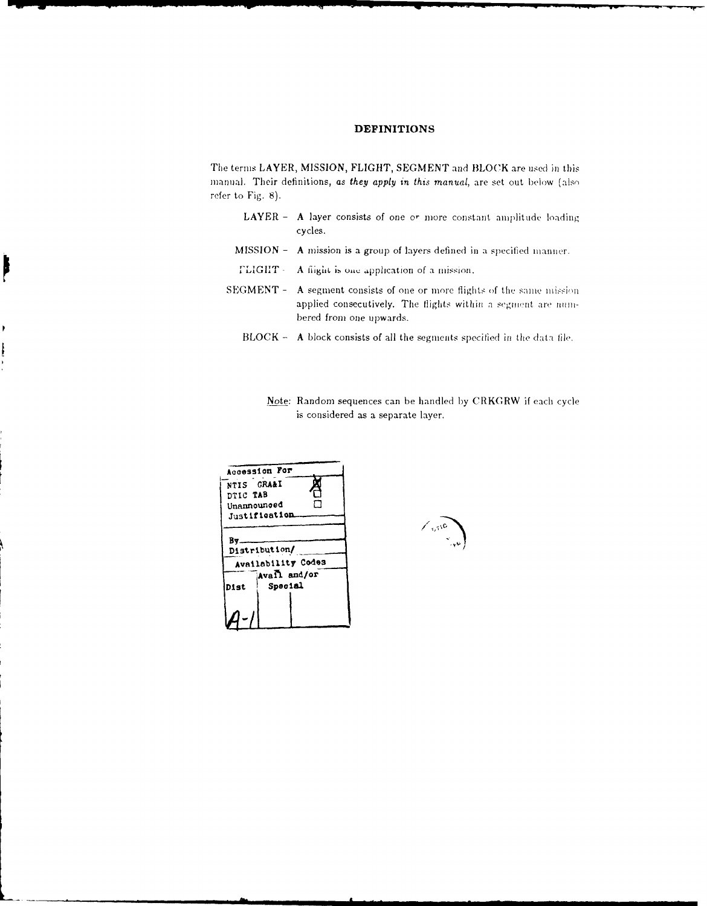# DEFINITIONS

The terms LAYER, MISSION, FLIGHT, SEGMENT and BLOCK are used in this manual. Their definitions, *as they apply in this manual*, are set out below (also refer to Fig. 8).

- LAYER – A layer consists of one or more constant amplitude loading cycles.
- MISSION – A mission is a group of layers defined in a specified manner.
- FLIGHT – A flight is one application of a mission.
- SEGMENT – A segment consists of one or more flights of the same mission applied consecutively. The flights within a segment are numbered from one upwards.
- BLOCK – A block consists of all the segments specified in the data file.

<u>Note</u>: Random sequences can be handled by CRKGRW if each cycle is considered as a separate layer.

| Accession For | |
|---|---|
| NTIS GRA&I | ☒ |
| DTIC TAB | ☐ |
| Unannounced | ☐ |
| Justification | |
| By | |
| Distribution/ | |
| Availability Codes | |
| Dist | Avail and/or Special |
| A-1 | |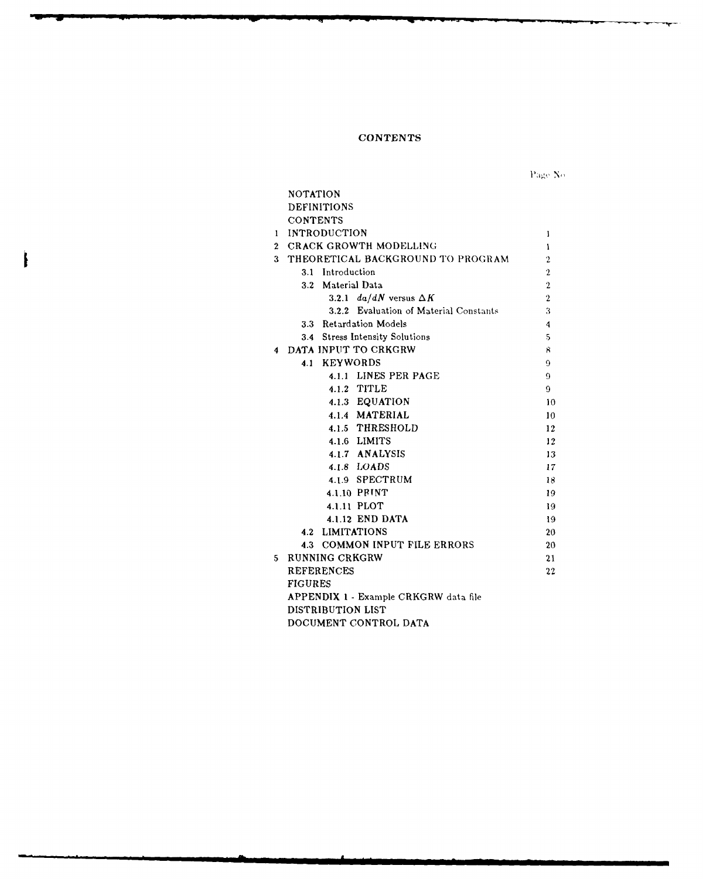# CONTENTS

| | Page No |
|---|---|
| NOTATION | |
| DEFINITIONS | |
| CONTENTS | |
| 1 INTRODUCTION | 1 |
| 2 CRACK GROWTH MODELLING | 1 |
| 3 THEORETICAL BACKGROUND TO PROGRAM | 2 |
| 3.1 Introduction | 2 |
| 3.2 Material Data | 2 |
| 3.2.1 $da/dN$ versus $\Delta K$ | 2 |
| 3.2.2 Evaluation of Material Constants | 3 |
| 3.3 Retardation Models | 4 |
| 3.4 Stress Intensity Solutions | 5 |
| 4 DATA INPUT TO CRKGRW | 8 |
| 4.1 KEYWORDS | 9 |
| 4.1.1 LINES PER PAGE | 9 |
| 4.1.2 TITLE | 9 |
| 4.1.3 EQUATION | 10 |
| 4.1.4 MATERIAL | 10 |
| 4.1.5 THRESHOLD | 12 |
| 4.1.6 LIMITS | 12 |
| 4.1.7 ANALYSIS | 13 |
| 4.1.8 LOADS | 17 |
| 4.1.9 SPECTRUM | 18 |
| 4.1.10 PRINT | 19 |
| 4.1.11 PLOT | 19 |
| 4.1.12 END DATA | 19 |
| 4.2 LIMITATIONS | 20 |
| 4.3 COMMON INPUT FILE ERRORS | 20 |
| 5 RUNNING CRKGRW | 21 |
| REFERENCES | 22 |
| FIGURES | |
| APPENDIX 1 - Example CRKGRW data file | |
| DISTRIBUTION LIST | |
| DOCUMENT CONTROL DATA | |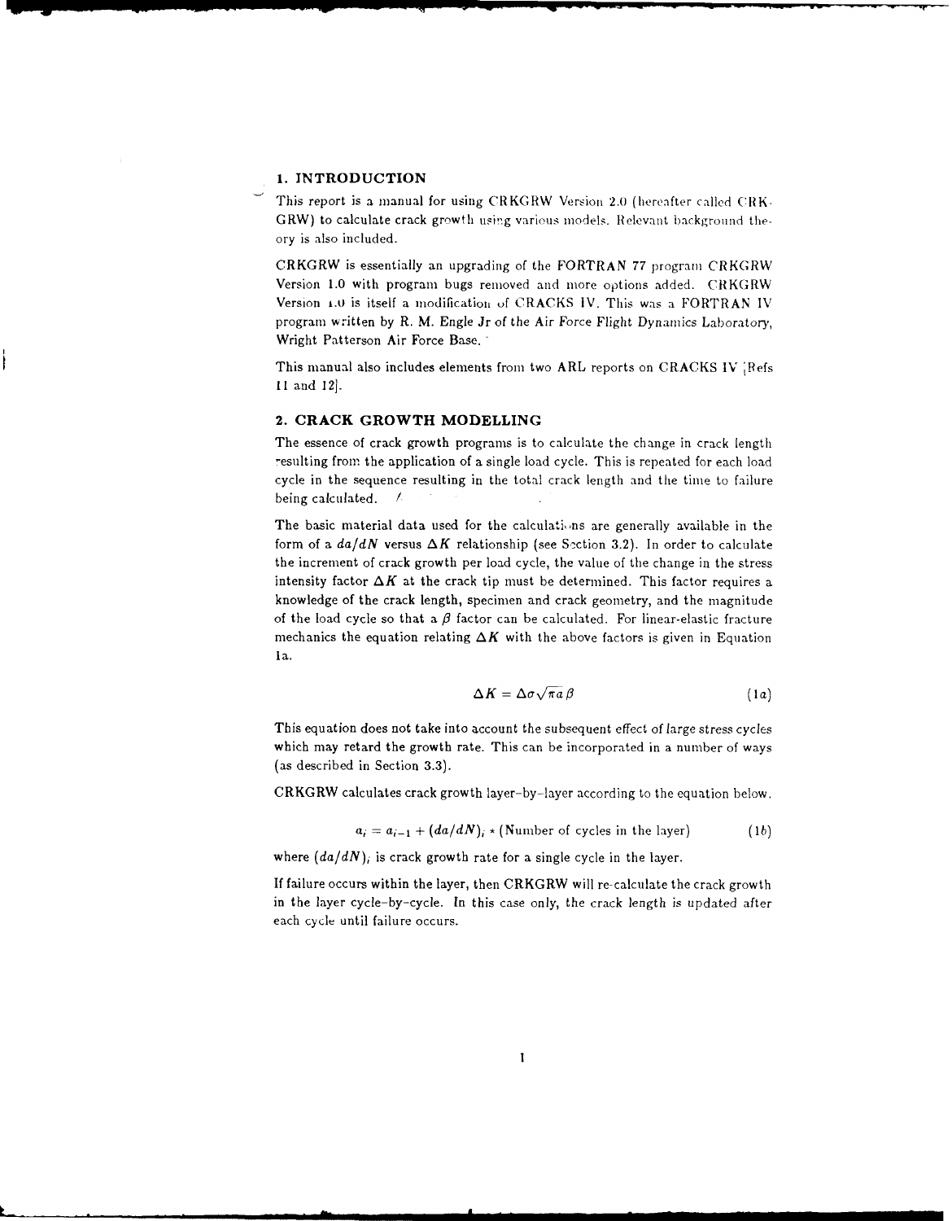## 1. INTRODUCTION

This report is a manual for using CRKGRW Version 2.0 (hereafter called CRKGRW) to calculate crack growth using various models. Relevant background theory is also included.

CRKGRW is essentially an upgrading of the FORTRAN 77 program CRKGRW Version 1.0 with program bugs removed and more options added. CRKGRW Version 1.0 is itself a modification of CRACKS IV. This was a FORTRAN IV program written by R. M. Engle Jr of the Air Force Flight Dynamics Laboratory, Wright Patterson Air Force Base.

This manual also includes elements from two ARL reports on CRACKS IV [Refs 11 and 12].

## 2. CRACK GROWTH MODELLING

The essence of crack growth programs is to calculate the change in crack length resulting from the application of a single load cycle. This is repeated for each load cycle in the sequence resulting in the total crack length and the time to failure being calculated.

The basic material data used for the calculations are generally available in the form of a $da/dN$ versus $\Delta K$ relationship (see Section 3.2). In order to calculate the increment of crack growth per load cycle, the value of the change in the stress intensity factor $\Delta K$ at the crack tip must be determined. This factor requires a knowledge of the crack length, specimen and crack geometry, and the magnitude of the load cycle so that a $\beta$ factor can be calculated. For linear-elastic fracture mechanics the equation relating $\Delta K$ with the above factors is given in Equation 1a.

$$\Delta K = \Delta\sigma\sqrt{\pi a}\,\beta \tag{1a}$$

This equation does not take into account the subsequent effect of large stress cycles which may retard the growth rate. This can be incorporated in a number of ways (as described in Section 3.3).

CRKGRW calculates crack growth layer-by-layer according to the equation below.

$$a_i = a_{i-1} + (da/dN)_i * (\text{Number of cycles in the layer}) \tag{1b}$$

where $(da/dN)_i$ is crack growth rate for a single cycle in the layer.

If failure occurs within the layer, then CRKGRW will re-calculate the crack growth in the layer cycle-by-cycle. In this case only, the crack length is updated after each cycle until failure occurs.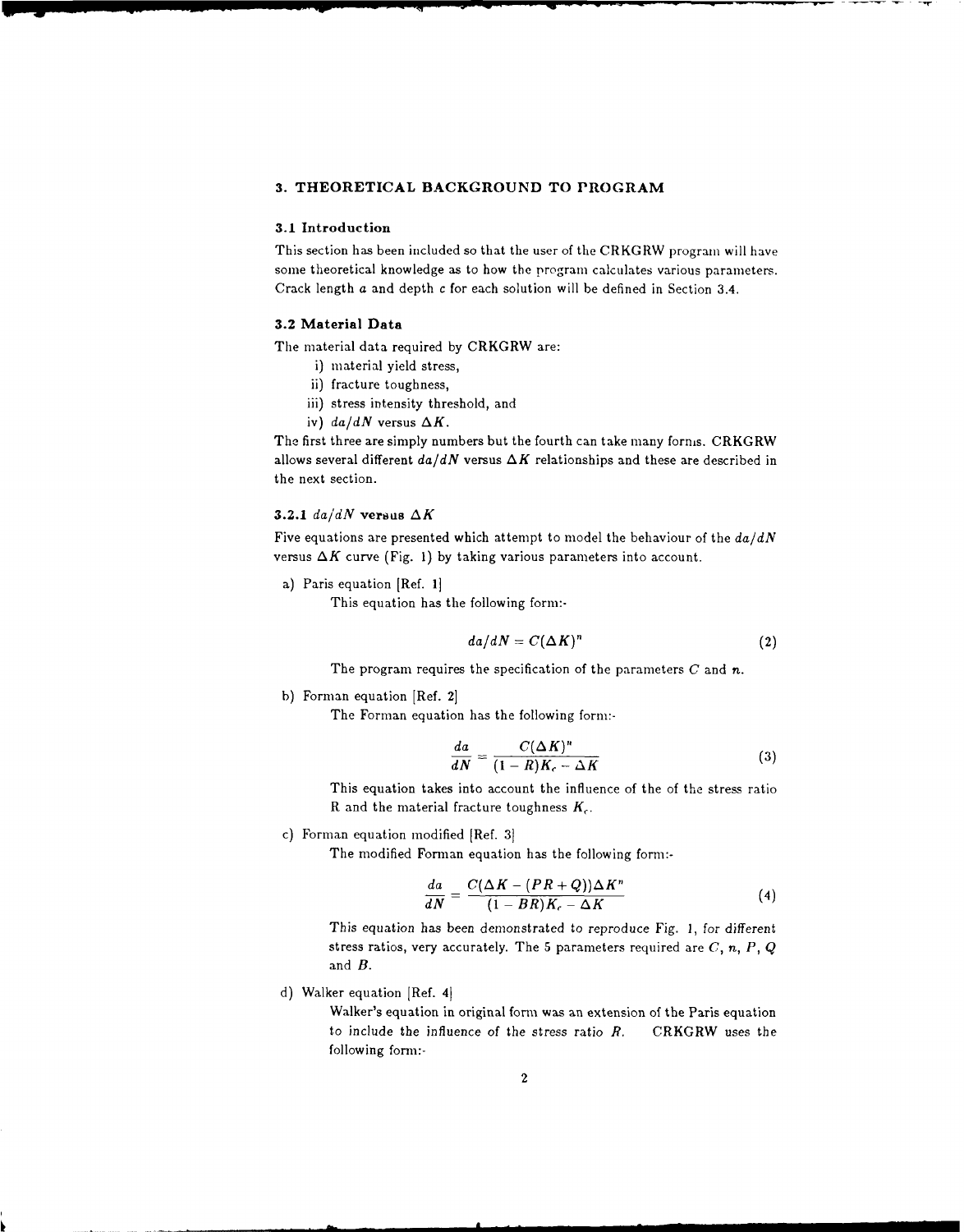## 3. THEORETICAL BACKGROUND TO PROGRAM

### 3.1 Introduction

This section has been included so that the user of the CRKGRW program will have some theoretical knowledge as to how the program calculates various parameters. Crack length $a$ and depth $c$ for each solution will be defined in Section 3.4.

### 3.2 Material Data

The material data required by CRKGRW are:

i) material yield stress,
ii) fracture toughness,
iii) stress intensity threshold, and
iv) $da/dN$ versus $\Delta K$.

The first three are simply numbers but the fourth can take many forms. CRKGRW allows several different $da/dN$ versus $\Delta K$ relationships and these are described in the next section.

#### 3.2.1 $da/dN$ versus $\Delta K$

Five equations are presented which attempt to model the behaviour of the $da/dN$ versus $\Delta K$ curve (Fig. 1) by taking various parameters into account.

a) Paris equation [Ref. 1]

This equation has the following form:-

$$da/dN = C(\Delta K)^n \tag{2}$$

The program requires the specification of the parameters $C$ and $n$.

b) Forman equation [Ref. 2]

The Forman equation has the following form:-

$$\frac{da}{dN} = \frac{C(\Delta K)^n}{(1-R)K_c - \Delta K} \tag{3}$$

This equation takes into account the influence of the of the stress ratio R and the material fracture toughness $K_c$.

c) Forman equation modified [Ref. 3]

The modified Forman equation has the following form:-

$$\frac{da}{dN} = \frac{C(\Delta K - (PR+Q))\Delta K^n}{(1-BR)K_c - \Delta K} \tag{4}$$

This equation has been demonstrated to reproduce Fig. 1, for different stress ratios, very accurately. The 5 parameters required are $C$, $n$, $P$, $Q$ and $B$.

d) Walker equation [Ref. 4]

Walker's equation in original form was an extension of the Paris equation to include the influence of the stress ratio $R$. CRKGRW uses the following form:-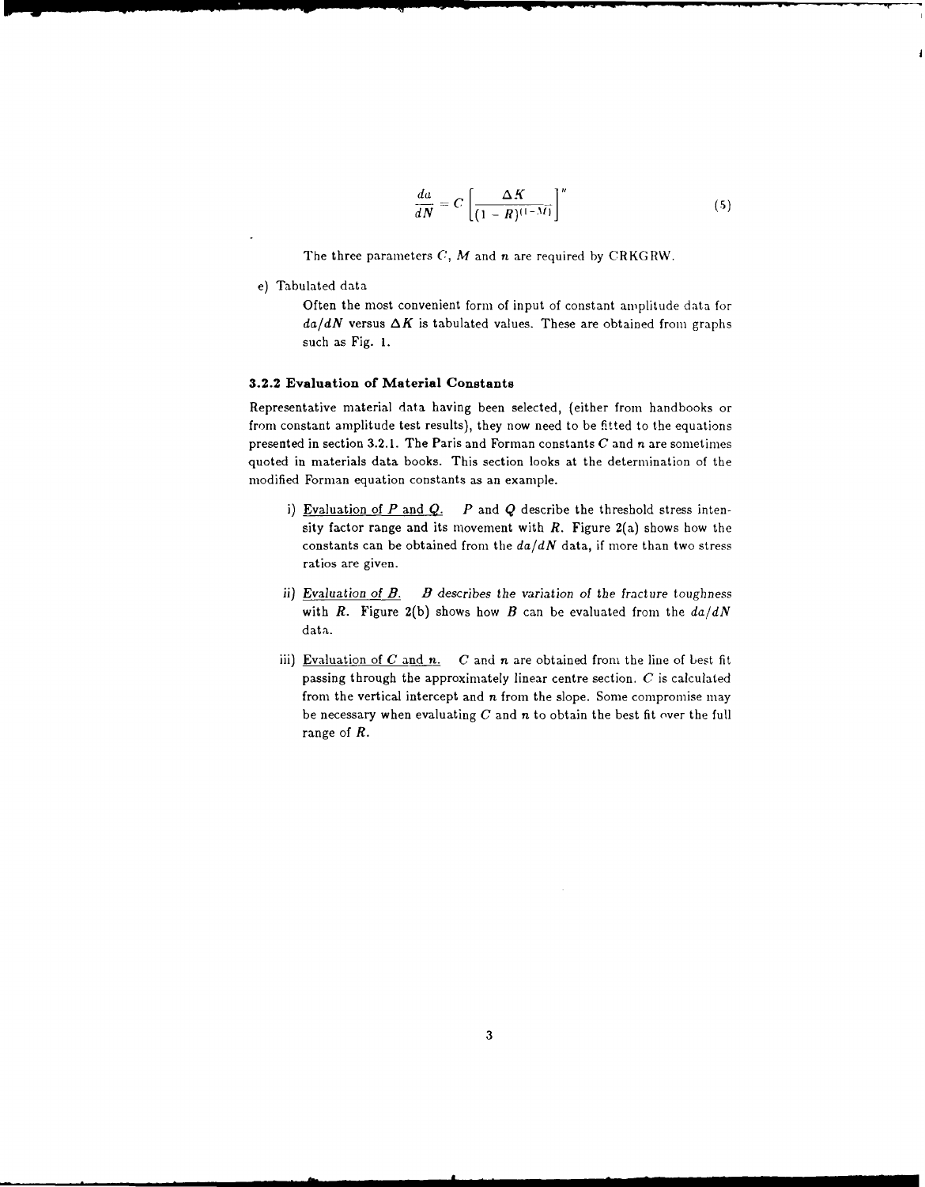$$\frac{da}{dN} = C\left[\frac{\Delta K}{(1-R)^{(1-M)}}\right]^{n} \quad (5)$$

The three parameters $C$, $M$ and $n$ are required by CRKGRW.

e) Tabulated data

Often the most convenient form of input of constant amplitude data for $da/dN$ versus $\Delta K$ is tabulated values. These are obtained from graphs such as Fig. 1.

### 3.2.2 Evaluation of Material Constants

Representative material data having been selected, (either from handbooks or from constant amplitude test results), they now need to be fitted to the equations presented in section 3.2.1. The Paris and Forman constants $C$ and $n$ are sometimes quoted in materials data books. This section looks at the determination of the modified Forman equation constants as an example.

i) Evaluation of $P$ and $Q$. $P$ and $Q$ describe the threshold stress intensity factor range and its movement with $R$. Figure 2(a) shows how the constants can be obtained from the $da/dN$ data, if more than two stress ratios are given.

ii) Evaluation of $B$. $B$ describes the variation of the fracture toughness with $R$. Figure 2(b) shows how $B$ can be evaluated from the $da/dN$ data.

iii) Evaluation of $C$ and $n$. $C$ and $n$ are obtained from the line of best fit passing through the approximately linear centre section. $C$ is calculated from the vertical intercept and $n$ from the slope. Some compromise may be necessary when evaluating $C$ and $n$ to obtain the best fit over the full range of $R$.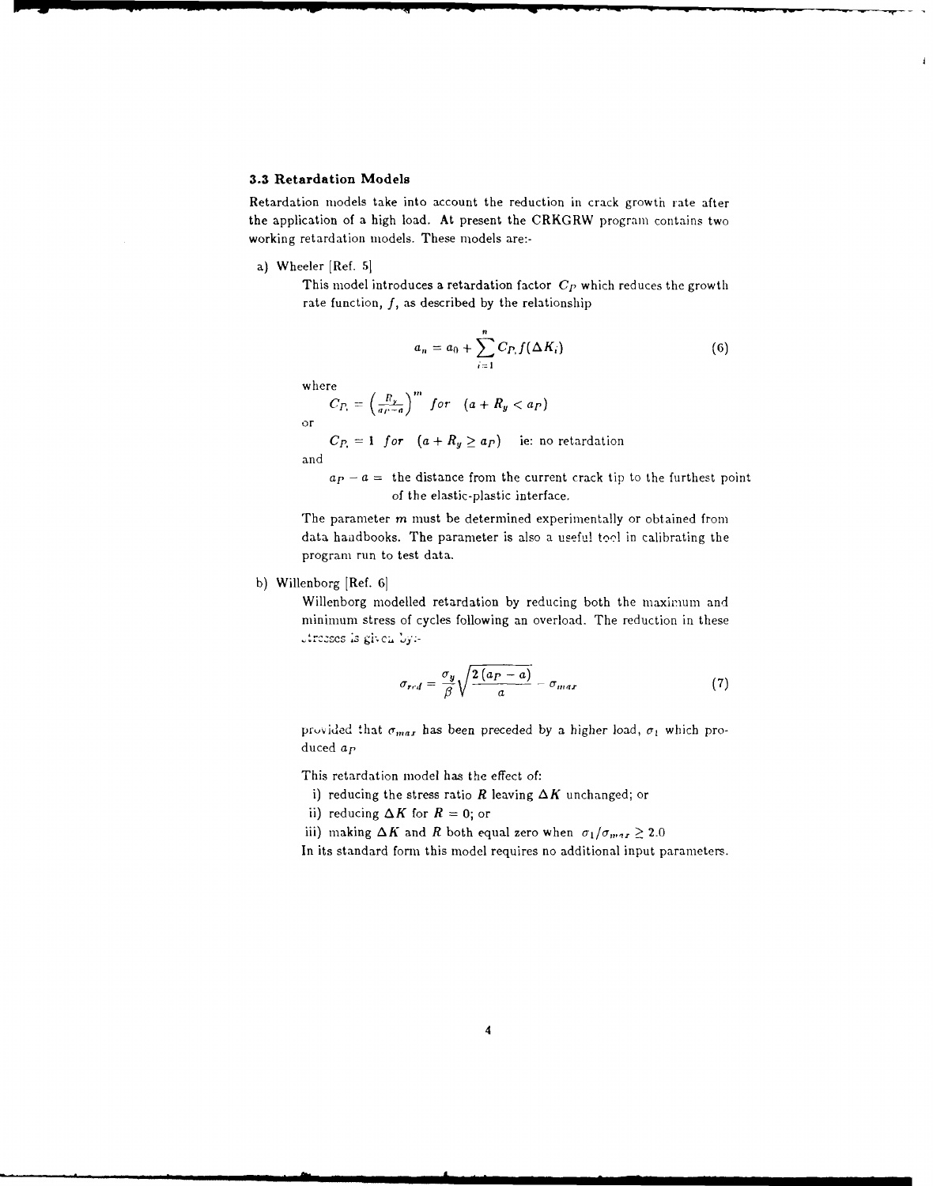### 3.3 Retardation Models

Retardation models take into account the reduction in crack growth rate after the application of a high load. At present the CRKGRW program contains two working retardation models. These models are:-

a) Wheeler [Ref. 5]

This model introduces a retardation factor $C_P$ which reduces the growth rate function, $f$, as described by the relationship

$$a_n = a_0 + \sum_{i=1}^{n} C_{P_i} f(\Delta K_i) \tag{6}$$

where

$C_{P_i} = \left(\frac{R_y}{a_P - a}\right)^m$ *for* $(a + R_y < a_P)$

or

$C_{P_i} = 1$ *for* $(a + R_y \geq a_P)$ ie: no retardation

and

$a_P - a =$ the distance from the current crack tip to the furthest point of the elastic-plastic interface.

The parameter $m$ must be determined experimentally or obtained from data handbooks. The parameter is also a useful tool in calibrating the program run to test data.

b) Willenborg [Ref. 6]

Willenborg modelled retardation by reducing both the maximum and minimum stress of cycles following an overload. The reduction in these stresses is given by:-

$$\sigma_{red} = \frac{\sigma_y}{\beta}\sqrt{\frac{2(a_P - a)}{a}} - \sigma_{max} \tag{7}$$

provided that $\sigma_{max}$ has been preceded by a higher load, $\sigma_1$ which produced $a_P$

This retardation model has the effect of:

i) reducing the stress ratio $R$ leaving $\Delta K$ unchanged; or
ii) reducing $\Delta K$ for $R = 0$; or
iii) making $\Delta K$ and $R$ both equal zero when $\sigma_1/\sigma_{max} \geq 2.0$

In its standard form this model requires no additional input parameters.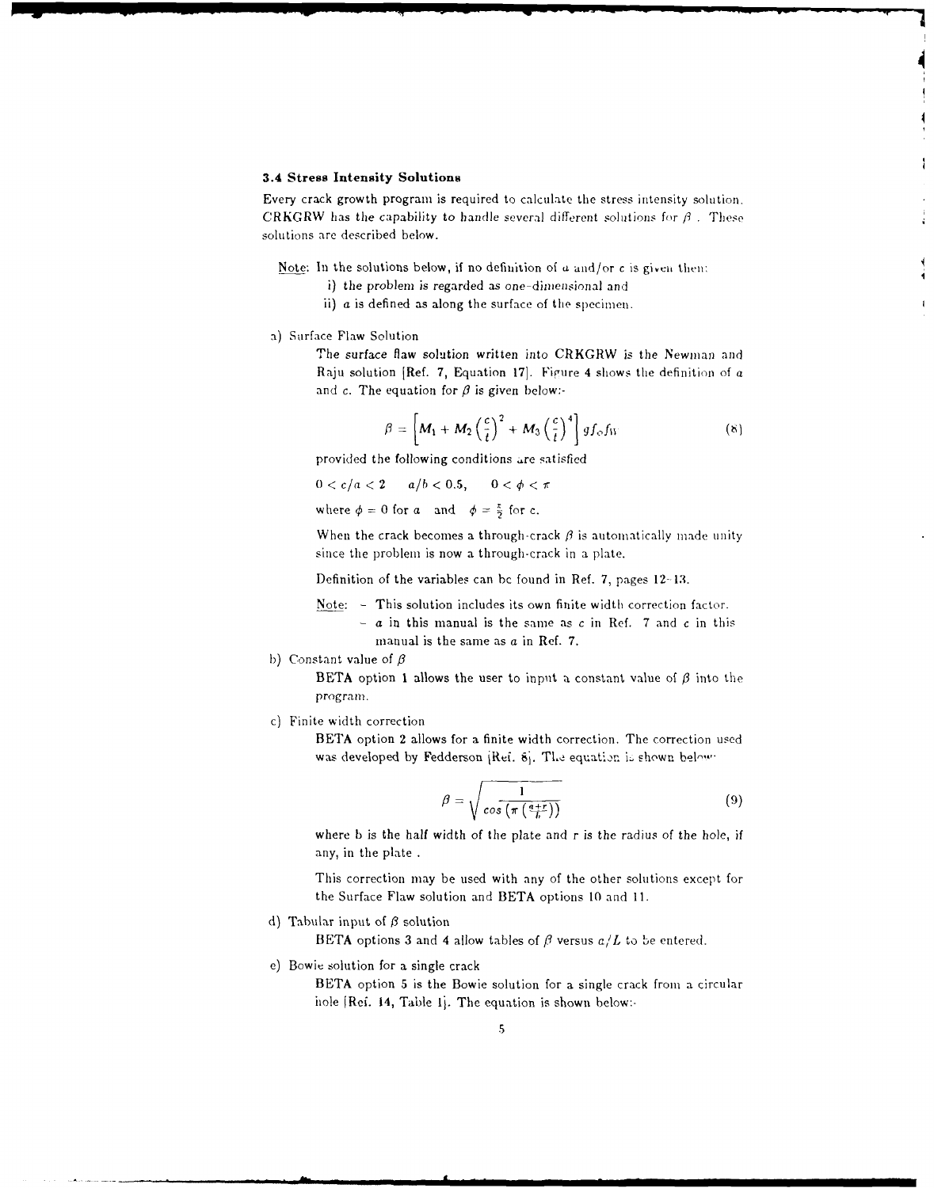### 3.4 Stress Intensity Solutions

Every crack growth program is required to calculate the stress intensity solution. CRKGRW has the capability to handle several different solutions for $\beta$. These solutions are described below.

Note: In the solutions below, if no definition of $a$ and/or $c$ is given then:

i) the problem is regarded as one-dimensional and

ii) $a$ is defined as along the surface of the specimen.

a) Surface Flaw Solution

The surface flaw solution written into CRKGRW is the Newman and Raju solution [Ref. 7, Equation 17]. Figure 4 shows the definition of $a$ and $c$. The equation for $\beta$ is given below:-

$$\beta = \left[ M_1 + M_2 \left(\frac{c}{t}\right)^2 + M_3 \left(\frac{c}{t}\right)^4 \right] g f_\phi f_W \tag{8}$$

provided the following conditions are satisfied

$0 < c/a < 2 \quad a/b < 0.5, \quad 0 < \phi < \pi$

where $\phi = 0$ for $a$ and $\phi = \frac{\pi}{2}$ for c.

When the crack becomes a through-crack $\beta$ is automatically made unity since the problem is now a through-crack in a plate.

Definition of the variables can be found in Ref. 7, pages 12-13.

Note:
- This solution includes its own finite width correction factor.
- $a$ in this manual is the same as $c$ in Ref. 7 and $c$ in this manual is the same as $a$ in Ref. 7.

b) Constant value of $\beta$

BETA option 1 allows the user to input a constant value of $\beta$ into the program.

c) Finite width correction

BETA option 2 allows for a finite width correction. The correction used was developed by Fedderson [Ref. 8]. The equation is shown below:-

$$\beta = \sqrt{\frac{1}{\cos\left(\pi\left(\frac{a+r}{b}\right)\right)}} \tag{9}$$

where b is the half width of the plate and r is the radius of the hole, if any, in the plate .

This correction may be used with any of the other solutions except for the Surface Flaw solution and BETA options 10 and 11.

d) Tabular input of $\beta$ solution

BETA options 3 and 4 allow tables of $\beta$ versus $a/L$ to be entered.

e) Bowie solution for a single crack

BETA option 5 is the Bowie solution for a single crack from a circular hole [Ref. 14, Table 1]. The equation is shown below:-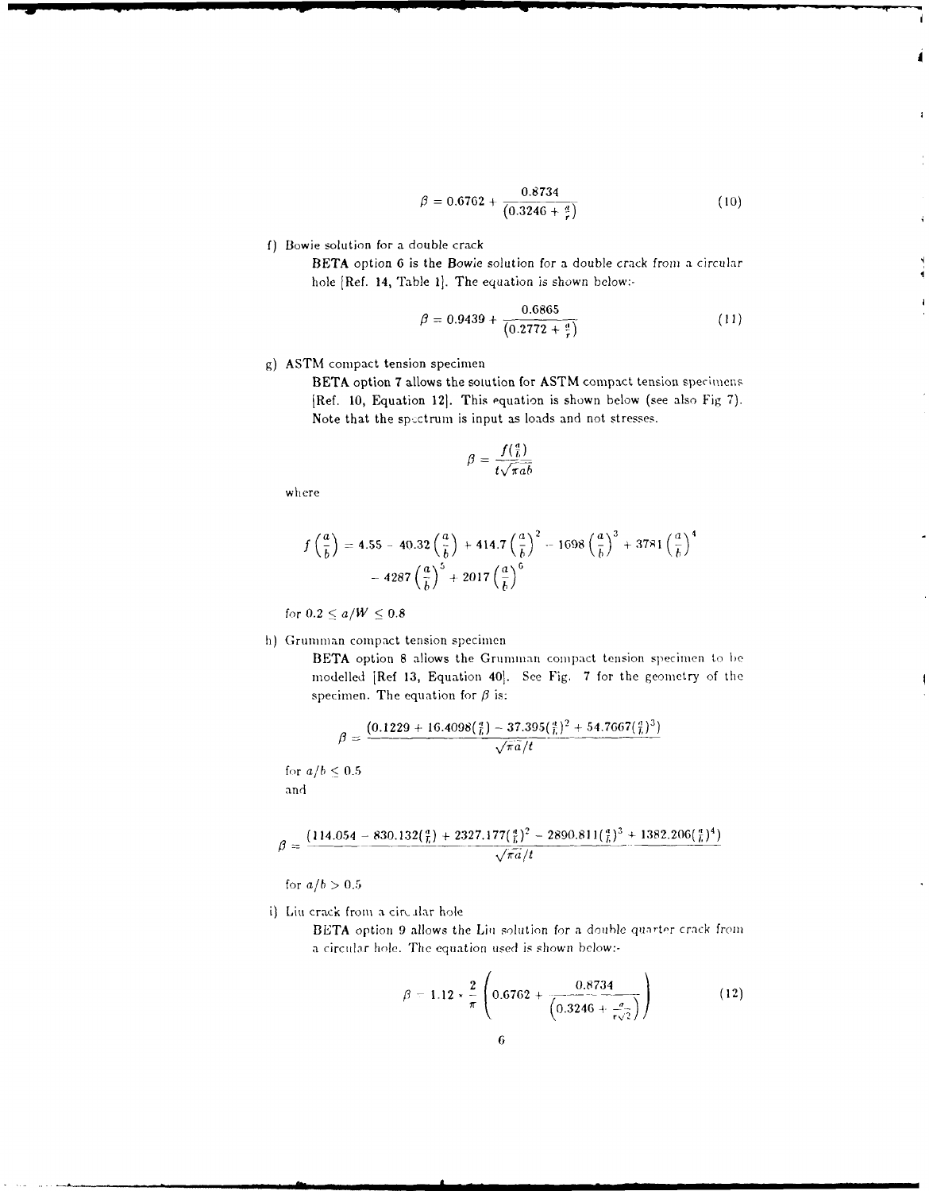$$\beta = 0.6762 + \frac{0.8734}{(0.3246 + \frac{a}{r})} \tag{10}$$

f) Bowie solution for a double crack

BETA option 6 is the Bowie solution for a double crack from a circular hole [Ref. 14, Table 1]. The equation is shown below:-

$$\beta = 0.9439 + \frac{0.6865}{(0.2772 + \frac{a}{r})} \tag{11}$$

g) ASTM compact tension specimen

BETA option 7 allows the solution for ASTM compact tension specimens [Ref. 10, Equation 12]. This equation is shown below (see also Fig 7). Note that the spectrum is input as loads and not stresses.

$$\beta = \frac{f(\frac{a}{b})}{t\sqrt{\pi a b}}$$

where

$$f\left(\frac{a}{b}\right) = 4.55 - 40.32\left(\frac{a}{b}\right) + 414.7\left(\frac{a}{b}\right)^2 - 1698\left(\frac{a}{b}\right)^3 + 3781\left(\frac{a}{b}\right)^4 - 4287\left(\frac{a}{b}\right)^5 + 2017\left(\frac{a}{b}\right)^6$$

for $0.2 \leq a/W \leq 0.8$

h) Grumman compact tension specimen

BETA option 8 allows the Grumman compact tension specimen to be modelled [Ref 13, Equation 40]. See Fig. 7 for the geometry of the specimen. The equation for $\beta$ is:

$$\beta = \frac{(0.1229 + 16.4098(\frac{a}{b}) - 37.395(\frac{a}{b})^2 + 54.7667(\frac{a}{b})^3)}{\sqrt{\pi a}/t}$$

for $a/b \leq 0.5$

and

$$\beta = \frac{(114.054 - 830.132(\frac{a}{b}) + 2327.177(\frac{a}{b})^2 - 2890.811(\frac{a}{b})^3 + 1382.206(\frac{a}{b})^4)}{\sqrt{\pi a}/t}$$

for $a/b > 0.5$

i) Liu crack from a circular hole

BETA option 9 allows the Liu solution for a double quarter crack from a circular hole. The equation used is shown below:-

$$\beta = 1.12 \times \frac{2}{\pi}\left(0.6762 + \frac{0.8734}{\left(0.3246 + \frac{a}{r\sqrt{2}}\right)}\right) \tag{12}$$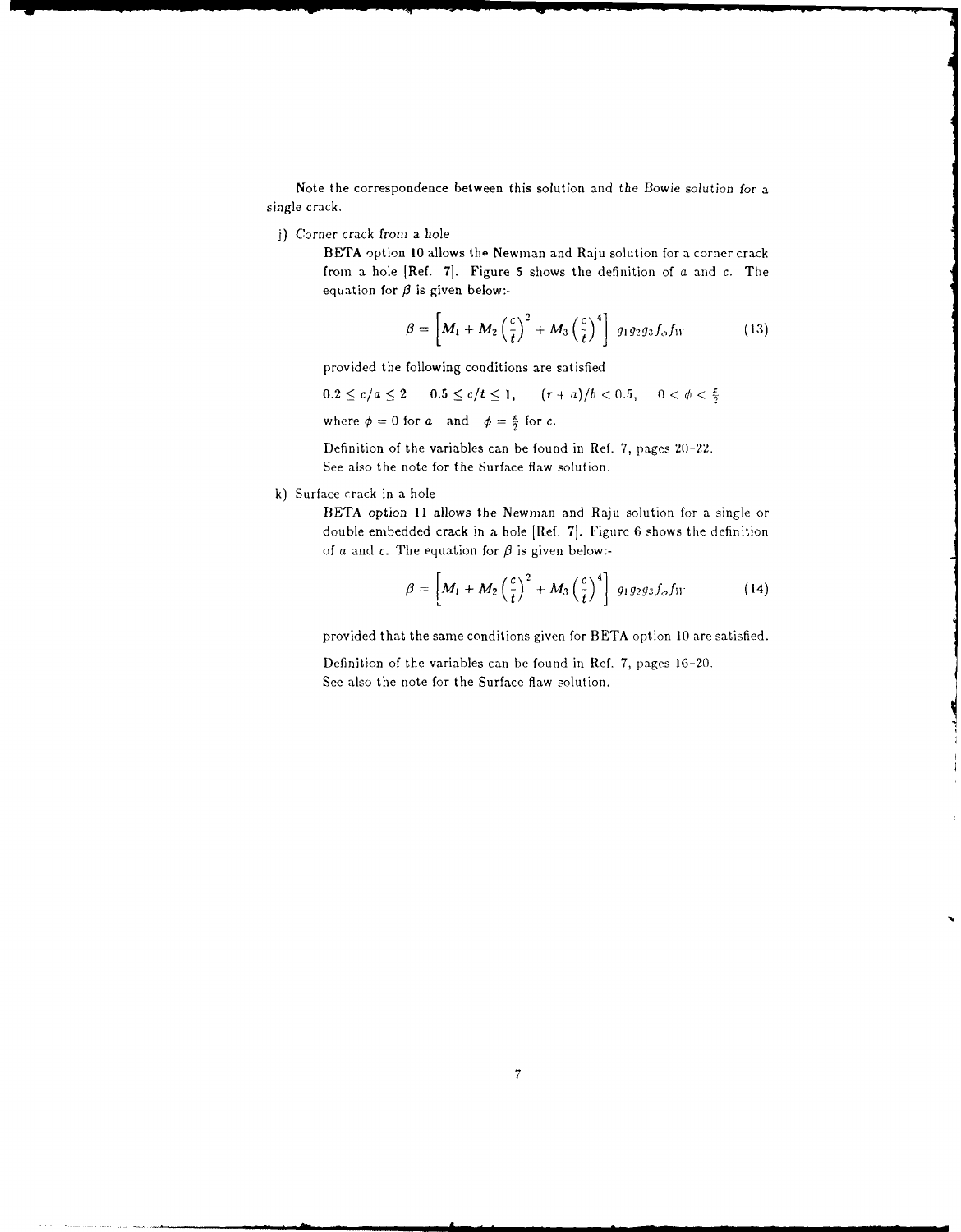Note the correspondence between this solution and the Bowie solution for a single crack.

j) Corner crack from a hole

BETA option 10 allows the Newman and Raju solution for a corner crack from a hole [Ref. 7]. Figure 5 shows the definition of $a$ and $c$. The equation for $\beta$ is given below:-

$$\beta = \left[ M_1 + M_2 \left(\frac{c}{t}\right)^2 + M_3 \left(\frac{c}{t}\right)^4 \right] g_1 g_2 g_3 f_\phi f_W \tag{13}$$

provided the following conditions are satisfied

$0.2 \leq c/a \leq 2 \quad 0.5 \leq c/t \leq 1, \quad (r + a)/b < 0.5, \quad 0 < \phi < \frac{\pi}{2}$

where $\phi = 0$ for $a$ and $\phi = \frac{\pi}{2}$ for $c$.

Definition of the variables can be found in Ref. 7, pages 20–22.
See also the note for the Surface flaw solution.

k) Surface crack in a hole

BETA option 11 allows the Newman and Raju solution for a single or double embedded crack in a hole [Ref. 7]. Figure 6 shows the definition of $a$ and $c$. The equation for $\beta$ is given below:-

$$\beta = \left[ M_1 + M_2 \left(\frac{c}{t}\right)^2 + M_3 \left(\frac{c}{t}\right)^4 \right] g_1 g_2 g_3 f_\phi f_W \tag{14}$$

provided that the same conditions given for BETA option 10 are satisfied.

Definition of the variables can be found in Ref. 7, pages 16–20.
See also the note for the Surface flaw solution.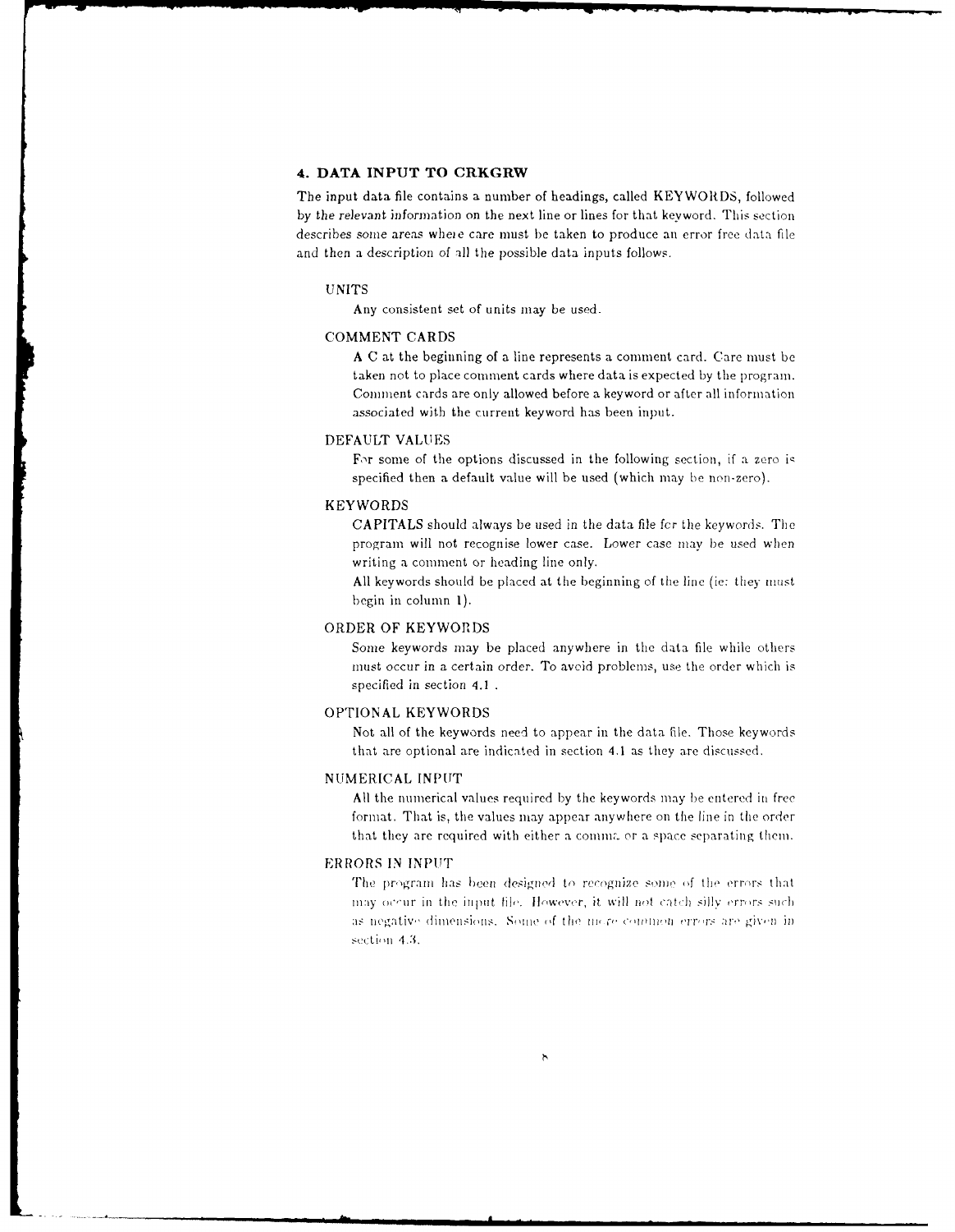## 4. DATA INPUT TO CRKGRW

The input data file contains a number of headings, called KEYWORDS, followed by the relevant information on the next line or lines for that keyword. This section describes some areas where care must be taken to produce an error free data file and then a description of all the possible data inputs follows.

UNITS

Any consistent set of units may be used.

COMMENT CARDS

A C at the beginning of a line represents a comment card. Care must be taken not to place comment cards where data is expected by the program. Comment cards are only allowed before a keyword or after all information associated with the current keyword has been input.

DEFAULT VALUES

For some of the options discussed in the following section, if a zero is specified then a default value will be used (which may be non-zero).

KEYWORDS

CAPITALS should always be used in the data file for the keywords. The program will not recognise lower case. Lower case may be used when writing a comment or heading line only.

All keywords should be placed at the beginning of the line (ie: they must begin in column 1).

ORDER OF KEYWORDS

Some keywords may be placed anywhere in the data file while others must occur in a certain order. To avoid problems, use the order which is specified in section 4.1 .

OPTIONAL KEYWORDS

Not all of the keywords need to appear in the data file. Those keywords that are optional are indicated in section 4.1 as they are discussed.

NUMERICAL INPUT

All the numerical values required by the keywords may be entered in free format. That is, the values may appear anywhere on the line in the order that they are required with either a comma or a space separating them.

ERRORS IN INPUT

The program has been designed to recognize some of the errors that may occur in the input file. However, it will not catch silly errors such as negative dimensions. Some of the more common errors are given in section 4.3.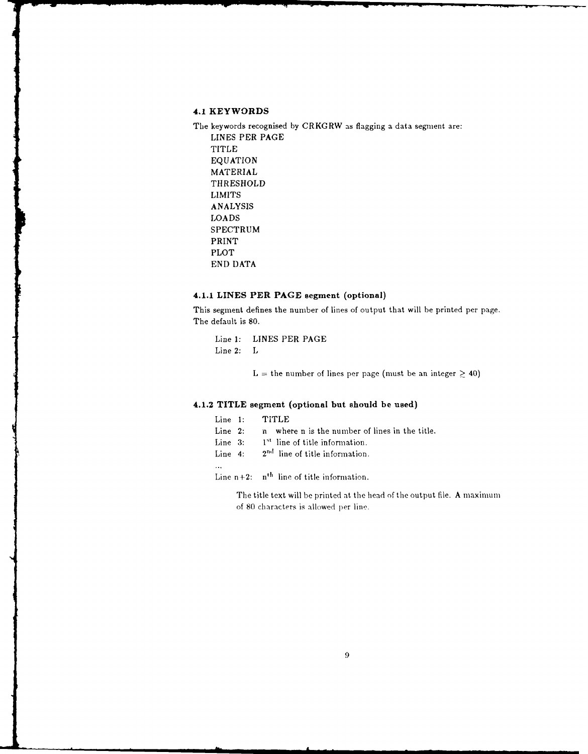### 4.1 KEYWORDS

The keywords recognised by CRKGRW as flagging a data segment are:

LINES PER PAGE
TITLE
EQUATION
MATERIAL
THRESHOLD
LIMITS
ANALYSIS
LOADS
SPECTRUM
PRINT
PLOT
END DATA

#### 4.1.1 LINES PER PAGE segment (optional)

This segment defines the number of lines of output that will be printed per page. The default is 80.

Line 1: LINES PER PAGE
Line 2: L

L = the number of lines per page (must be an integer $\geq 40$)

#### 4.1.2 TITLE segment (optional but should be used)

Line 1: TITLE
Line 2: n where n is the number of lines in the title.
Line 3: $1^{st}$ line of title information.
Line 4: $2^{nd}$ line of title information.
...
Line n+2: $n^{th}$ line of title information.

The title text will be printed at the head of the output file. A maximum of 80 characters is allowed per line.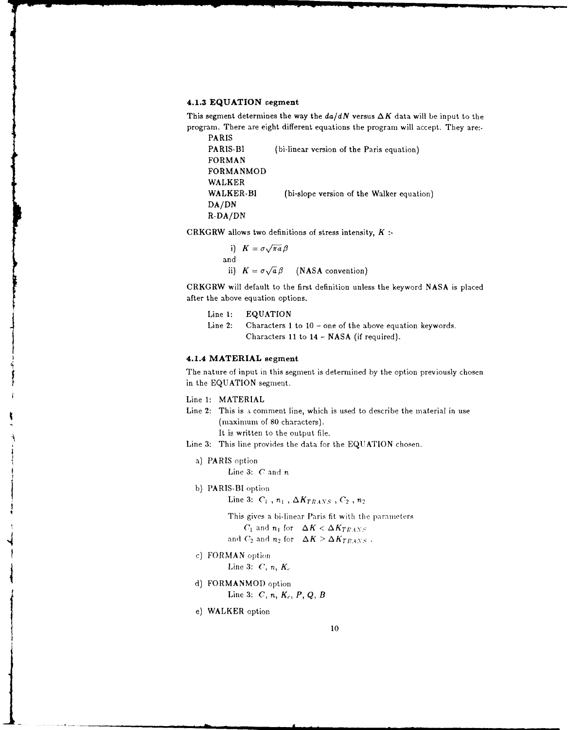### 4.1.3 EQUATION segment

This segment determines the way the $da/dN$ versus $\Delta K$ data will be input to the program. There are eight different equations the program will accept. They are:-

PARIS
PARIS-BI (bi-linear version of the Paris equation)
FORMAN
FORMANMOD
WALKER
WALKER-BI (bi-slope version of the Walker equation)
DA/DN
R-DA/DN

CRKGRW allows two definitions of stress intensity, $K$ :-

i) $K = \sigma\sqrt{\pi a}\,\beta$

and

ii) $K = \sigma\sqrt{a}\,\beta$ (NASA convention)

CRKGRW will default to the first definition unless the keyword NASA is placed after the above equation options.

Line 1: EQUATION
Line 2: Characters 1 to 10 – one of the above equation keywords.
Characters 11 to 14 – NASA (if required).

### 4.1.4 MATERIAL segment

The nature of input in this segment is determined by the option previously chosen in the EQUATION segment.

Line 1: MATERIAL
Line 2: This is a comment line, which is used to describe the material in use (maximum of 80 characters).
It is written to the output file.
Line 3: This line provides the data for the EQUATION chosen.

a) PARIS option
Line 3: $C$ and $n$

b) PARIS-BI option
Line 3: $C_1$ , $n_1$ , $\Delta K_{TRANS}$ , $C_2$ , $n_2$

This gives a bi-linear Paris fit with the parameters
$C_1$ and $n_1$ for $\Delta K < \Delta K_{TRANS}$
and $C_2$ and $n_2$ for $\Delta K > \Delta K_{TRANS}$ .

c) FORMAN option
Line 3: $C$, $n$, $K_c$

d) FORMANMOD option
Line 3: $C$, $n$, $K_c$, $P$, $Q$, $B$

e) WALKER option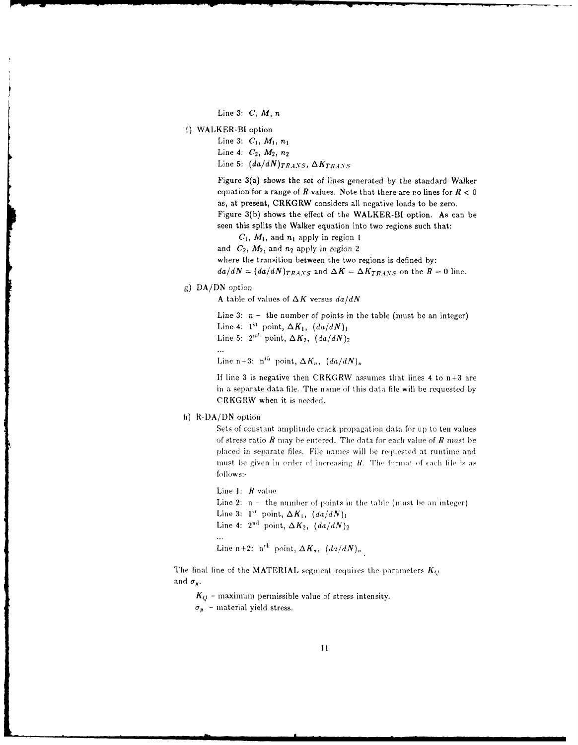Line 3: $C$, $M$, $n$

f) WALKER-BI option

Line 3: $C_1$, $M_1$, $n_1$

Line 4: $C_2$, $M_2$, $n_2$

Line 5: $(da/dN)_{TRANS}$, $\Delta K_{TRANS}$

Figure 3(a) shows the set of lines generated by the standard Walker equation for a range of $R$ values. Note that there are no lines for $R < 0$ as, at present, CRKGRW considers all negative loads to be zero. Figure 3(b) shows the effect of the WALKER-BI option. As can be seen this splits the Walker equation into two regions such that:

$C_1$, $M_1$, and $n_1$ apply in region 1

and $C_2$, $M_2$, and $n_2$ apply in region 2

where the transition between the two regions is defined by:

$da/dN = (da/dN)_{TRANS}$ and $\Delta K = \Delta K_{TRANS}$ on the $R = 0$ line.

g) DA/DN option

A table of values of $\Delta K$ versus $da/dN$

Line 3: n – the number of points in the table (must be an integer)

Line 4: 1st point, $\Delta K_1$, $(da/dN)_1$

Line 5: 2nd point, $\Delta K_2$, $(da/dN)_2$

...

Line n+3: nth point, $\Delta K_n$, $(da/dN)_n$

If line 3 is negative then CRKGRW assumes that lines 4 to n+3 are in a separate data file. The name of this data file will be requested by CRKGRW when it is needed.

h) R-DA/DN option

Sets of constant amplitude crack propagation data for up to ten values of stress ratio $R$ may be entered. The data for each value of $R$ must be placed in separate files. File names will be requested at runtime and must be given in order of increasing $R$. The format of each file is as follows:-

Line 1: $R$ value

Line 2: n – the number of points in the table (must be an integer)

Line 3: 1st point, $\Delta K_1$, $(da/dN)_1$

Line 4: 2nd point, $\Delta K_2$, $(da/dN)_2$

...

Line n+2: nth point, $\Delta K_n$, $(da/dN)_n$

The final line of the MATERIAL segment requires the parameters $K_Q$ and $\sigma_y$.

$K_Q$ – maximum permissible value of stress intensity.

$\sigma_y$ – material yield stress.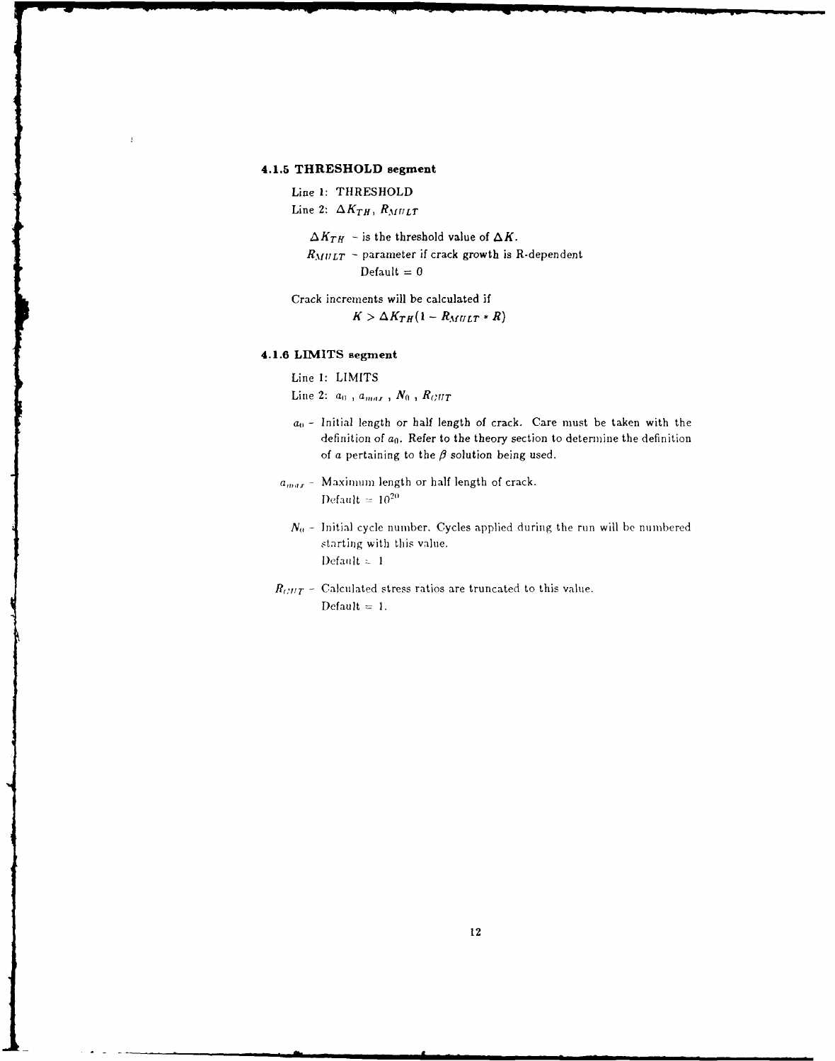### 4.1.5 THRESHOLD segment

Line 1: THRESHOLD

Line 2: $\Delta K_{TH}$, $R_{MULT}$

$\Delta K_{TH}$ - is the threshold value of $\Delta K$.

$R_{MULT}$ - parameter if crack growth is R-dependent
Default = 0

Crack increments will be calculated if

$$K > \Delta K_{TH}(1 - R_{MULT} * R)$$

### 4.1.6 LIMITS segment

Line 1: LIMITS

Line 2: $a_0$ , $a_{max}$ , $N_0$ , $R_{CUT}$

$a_0$ - Initial length or half length of crack. Care must be taken with the definition of $a_0$. Refer to the theory section to determine the definition of $a$ pertaining to the $\beta$ solution being used.

$a_{max}$ - Maximum length or half length of crack.
Default = $10^{20}$

$N_0$ - Initial cycle number. Cycles applied during the run will be numbered starting with this value.
Default = 1

$R_{CUT}$ - Calculated stress ratios are truncated to this value.
Default = 1.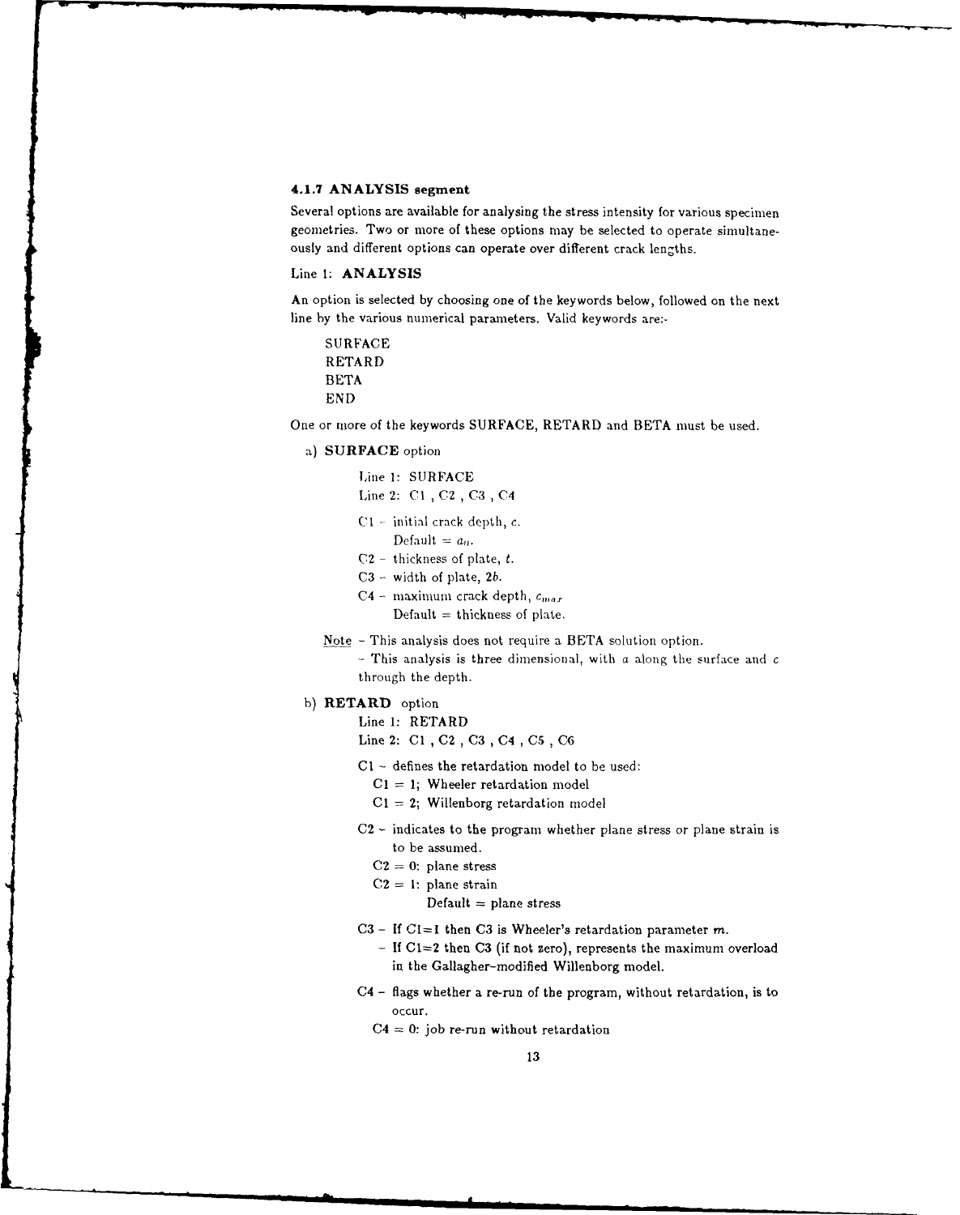### 4.1.7 ANALYSIS segment

Several options are available for analysing the stress intensity for various specimen geometries. Two or more of these options may be selected to operate simultaneously and different options can operate over different crack lengths.

Line 1: **ANALYSIS**

An option is selected by choosing one of the keywords below, followed on the next line by the various numerical parameters. Valid keywords are:-

SURFACE
RETARD
BETA
END

One or more of the keywords SURFACE, RETARD and BETA must be used.

a) **SURFACE** option

Line 1: SURFACE
Line 2: C1 , C2 , C3 , C4

C1 - initial crack depth, $c$.
  Default = $a_0$.
C2 - thickness of plate, $t$.
C3 - width of plate, $2b$.
C4 - maximum crack depth, $c_{max}$
  Default = thickness of plate.

Note - This analysis does not require a BETA solution option.
  - This analysis is three dimensional, with $a$ along the surface and $c$ through the depth.

b) **RETARD** option

Line 1: RETARD
Line 2: C1 , C2 , C3 , C4 , C5 , C6

C1 - defines the retardation model to be used:
  C1 = 1; Wheeler retardation model
  C1 = 2; Willenborg retardation model

C2 - indicates to the program whether plane stress or plane strain is to be assumed.
  C2 = 0: plane stress
  C2 = 1: plane strain
    Default = plane stress

C3 - If C1=1 then C3 is Wheeler's retardation parameter $m$.
  - If C1=2 then C3 (if not zero), represents the maximum overload in the Gallagher-modified Willenborg model.

C4 - flags whether a re-run of the program, without retardation, is to occur.
  C4 = 0: job re-run without retardation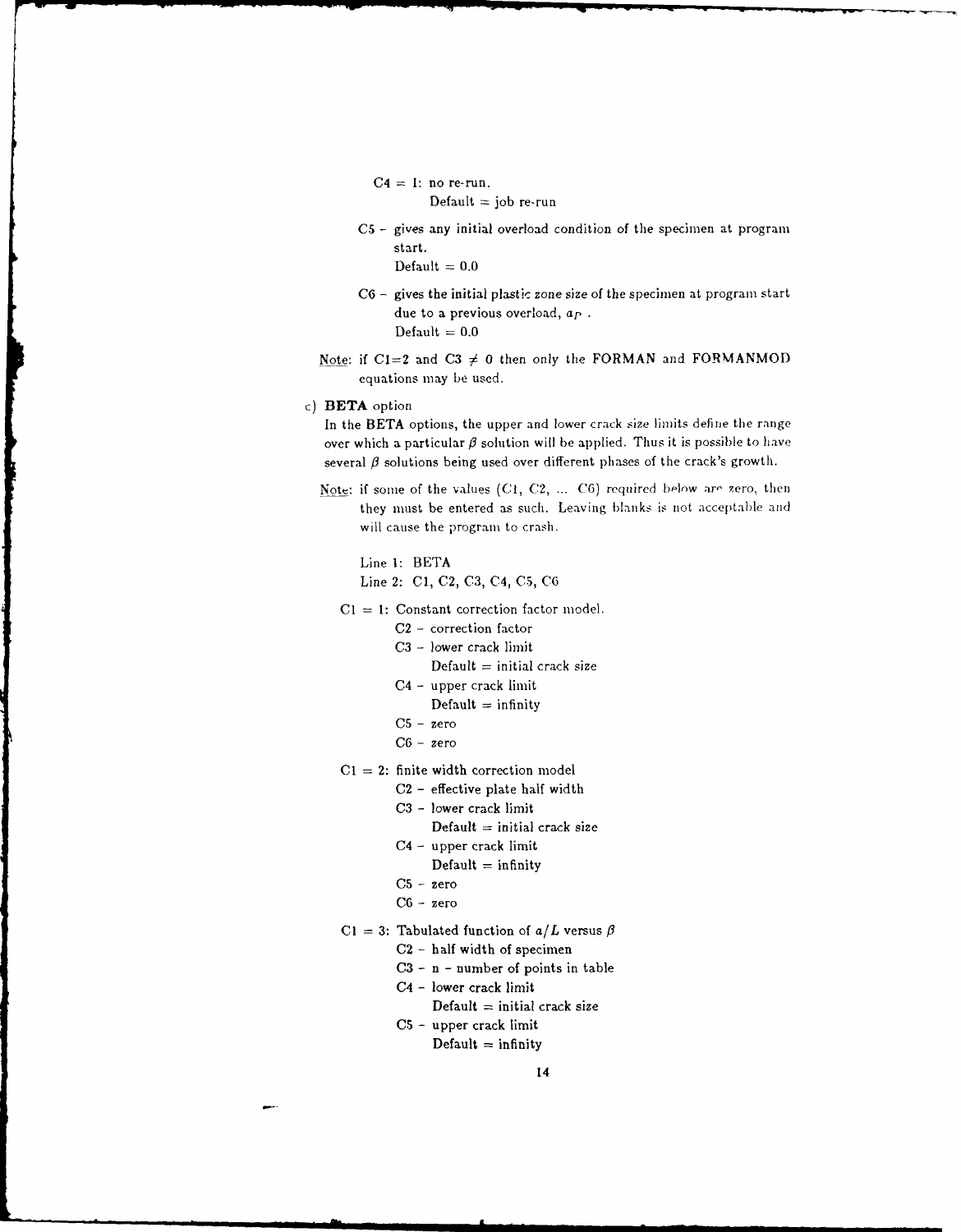C4 = 1: no re-run.
Default = job re-run

C5 - gives any initial overload condition of the specimen at program start.
Default = 0.0

C6 - gives the initial plastic zone size of the specimen at program start due to a previous overload, $a_P$ .
Default = 0.0

Note: if C1=2 and C3 $\neq$ 0 then only the FORMAN and FORMANMOD equations may be used.

c) **BETA** option

In the **BETA** options, the upper and lower crack size limits define the range over which a particular $\beta$ solution will be applied. Thus it is possible to have several $\beta$ solutions being used over different phases of the crack's growth.

Note: if some of the values (C1, C2, ... C6) required below are zero, then they must be entered as such. Leaving blanks is not acceptable and will cause the program to crash.

Line 1: BETA
Line 2: C1, C2, C3, C4, C5, C6

C1 = 1: Constant correction factor model.
- C2 - correction factor
- C3 - lower crack limit
  Default = initial crack size
- C4 - upper crack limit
  Default = infinity
- C5 - zero
- C6 - zero

C1 = 2: finite width correction model
- C2 - effective plate half width
- C3 - lower crack limit
  Default = initial crack size
- C4 - upper crack limit
  Default = infinity
- C5 - zero
- C6 - zero

C1 = 3: Tabulated function of $a/L$ versus $\beta$
- C2 - half width of specimen
- C3 - n - number of points in table
- C4 - lower crack limit
  Default = initial crack size
- C5 - upper crack limit
  Default = infinity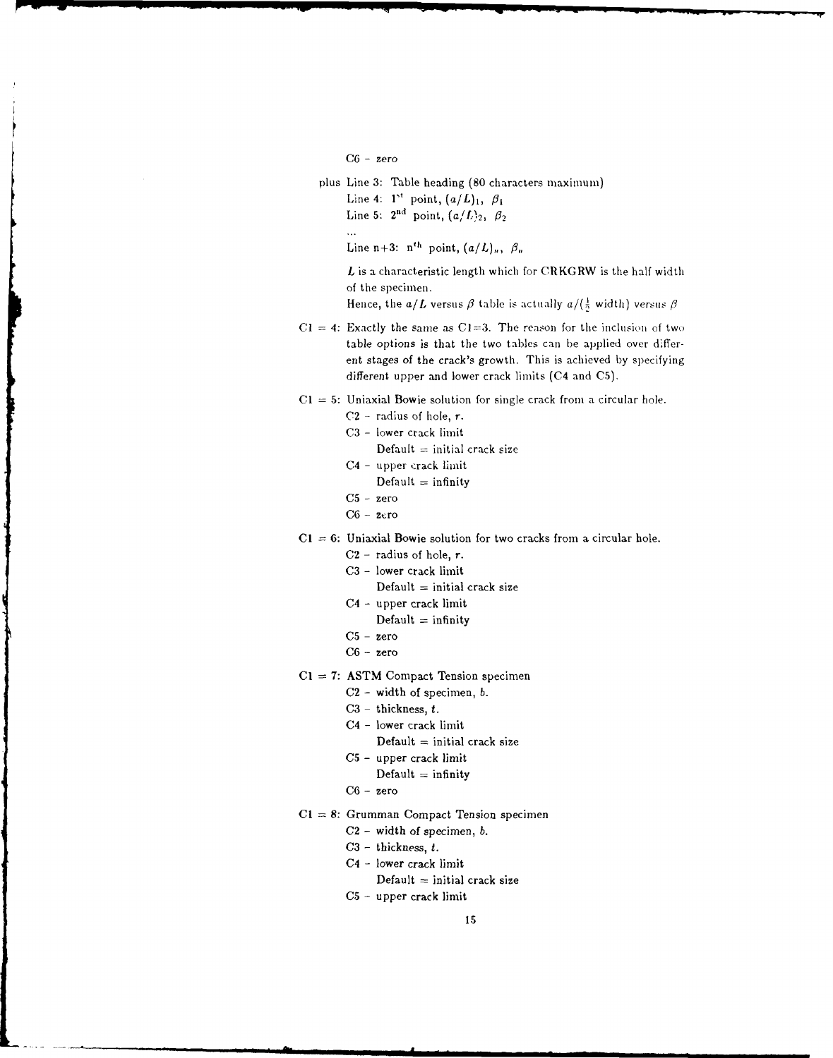C6 - zero

plus Line 3: Table heading (80 characters maximum)

Line 4: $1^{st}$ point, $(a/L)_1$, $\beta_1$

Line 5: $2^{nd}$ point, $(a/L)_2$, $\beta_2$

...

Line n+3: $n^{th}$ point, $(a/L)_n$, $\beta_n$

$L$ is a characteristic length which for CRKGRW is the half width of the specimen.

Hence, the $a/L$ versus $\beta$ table is actually $a/(\frac{1}{2}$ width) *versus* $\beta$

C1 = 4: Exactly the same as C1=3. The reason for the inclusion of two table options is that the two tables can be applied over different stages of the crack's growth. This is achieved by specifying different upper and lower crack limits (C4 and C5).

C1 = 5: Uniaxial Bowie solution for single crack from a circular hole.

- C2 - radius of hole, $r$.
- C3 - lower crack limit
  - Default = initial crack size
- C4 - upper crack limit
  - Default = infinity
- C5 - zero
- C6 - zero

C1 = 6: Uniaxial Bowie solution for two cracks from a circular hole.

- C2 - radius of hole, $r$.
- C3 - lower crack limit
  - Default = initial crack size
- C4 - upper crack limit
  - Default = infinity
- C5 - zero
- C6 - zero

C1 = 7: ASTM Compact Tension specimen

- C2 - width of specimen, $b$.
- C3 - thickness, $t$.
- C4 - lower crack limit
  - Default = initial crack size
- C5 - upper crack limit
  - Default = infinity
- C6 - zero

C1 = 8: Grumman Compact Tension specimen

- C2 - width of specimen, $b$.
- C3 - thickness, $t$.
- C4 - lower crack limit
  - Default = initial crack size
- C5 - upper crack limit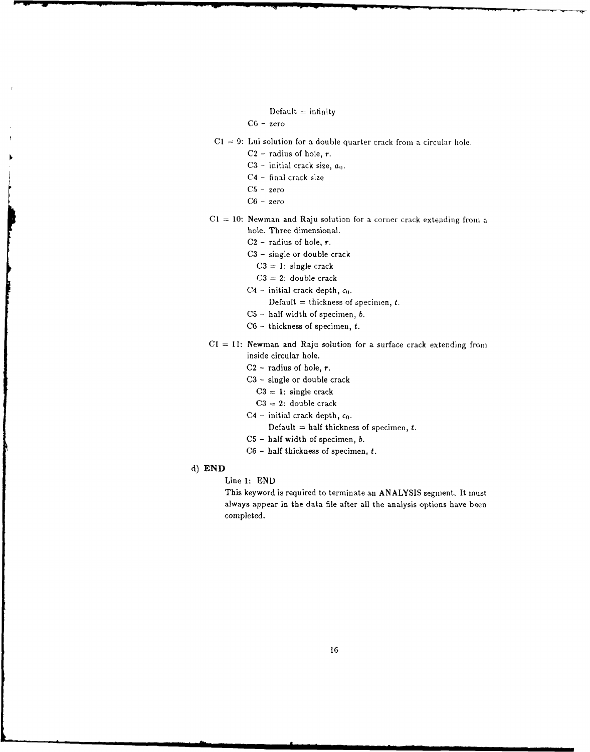Default = infinity

C6 - zero

C1 = 9: Lui solution for a double quarter crack from a circular hole.

- C2 - radius of hole, $r$.
- C3 - initial crack size, $a_0$.
- C4 - final crack size
- C5 - zero
- C6 - zero

C1 = 10: Newman and Raju solution for a corner crack extending from a hole. Three dimensional.

- C2 - radius of hole, $r$.
- C3 - single or double crack
  - C3 = 1: single crack
  - C3 = 2: double crack
- C4 - initial crack depth, $c_0$.
  - Default = thickness of specimen, $t$.
- C5 - half width of specimen, $b$.
- C6 - thickness of specimen, $t$.

C1 = 11: Newman and Raju solution for a surface crack extending from inside circular hole.

- C2 - radius of hole, $r$.
- C3 - single or double crack
  - C3 = 1: single crack
  - C3 = 2: double crack
- C4 - initial crack depth, $c_0$.
  - Default = half thickness of specimen, $t$.
- C5 - half width of specimen, $b$.
- C6 - half thickness of specimen, $t$.

d) **END**

Line 1: END

This keyword is required to terminate an **ANALYSIS** segment. It must always appear in the data file after all the analysis options have been completed.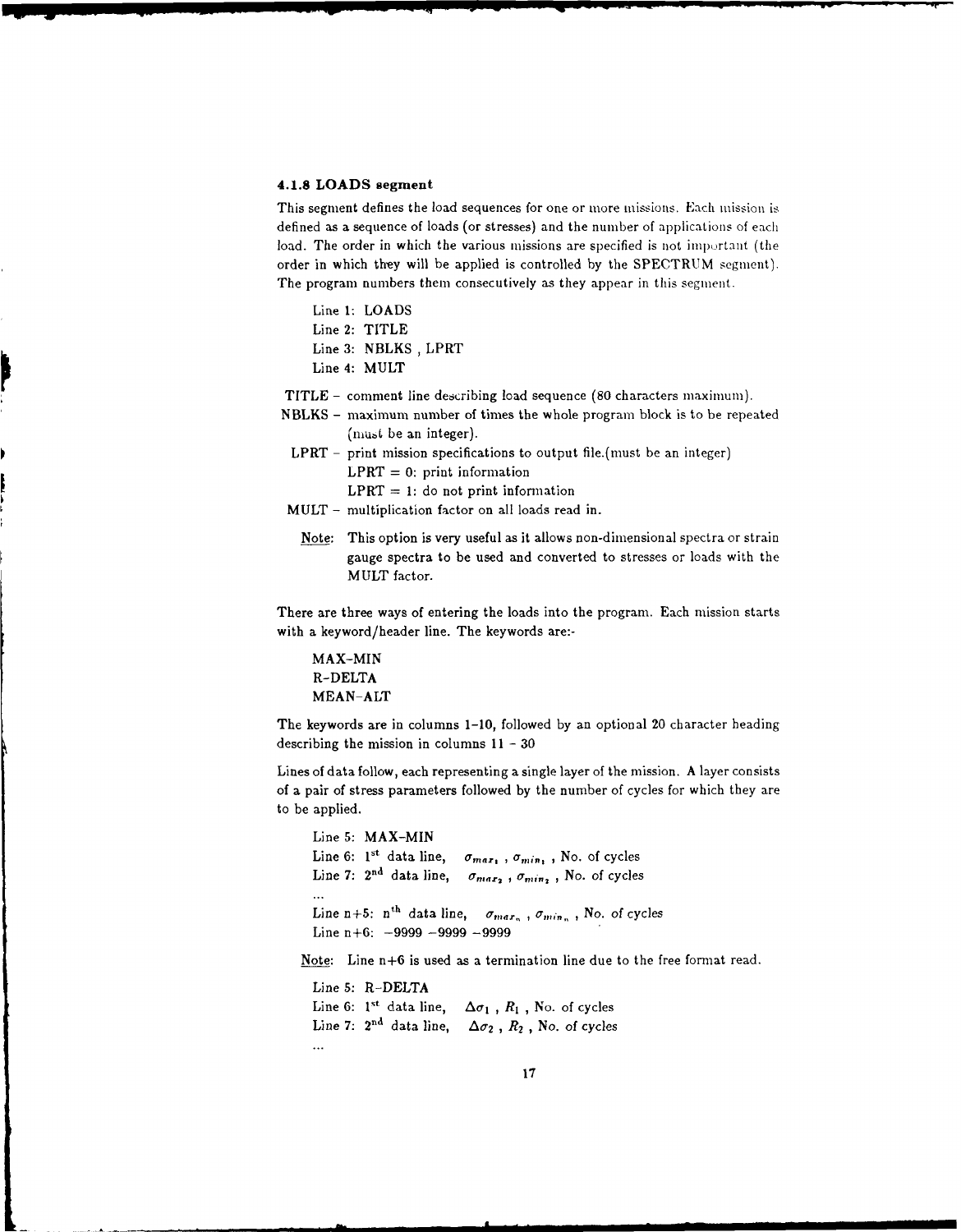### 4.1.8 LOADS segment

This segment defines the load sequences for one or more missions. Each mission is defined as a sequence of loads (or stresses) and the number of applications of each load. The order in which the various missions are specified is not important (the order in which they will be applied is controlled by the SPECTRUM segment). The program numbers them consecutively as they appear in this segment.

Line 1: LOADS
Line 2: TITLE
Line 3: NBLKS , LPRT
Line 4: MULT

TITLE – comment line describing load sequence (80 characters maximum).

NBLKS – maximum number of times the whole program block is to be repeated (must be an integer).

LPRT – print mission specifications to output file.(must be an integer)
LPRT = 0: print information
LPRT = 1: do not print information

MULT – multiplication factor on all loads read in.

Note: This option is very useful as it allows non-dimensional spectra or strain gauge spectra to be used and converted to stresses or loads with the MULT factor.

There are three ways of entering the loads into the program. Each mission starts with a keyword/header line. The keywords are:-

MAX-MIN
R-DELTA
MEAN-ALT

The keywords are in columns 1–10, followed by an optional 20 character heading describing the mission in columns 11 - 30

Lines of data follow, each representing a single layer of the mission. A layer consists of a pair of stress parameters followed by the number of cycles for which they are to be applied.

Line 5: MAX-MIN
Line 6: 1st data line, $\sigma_{max_1}$ , $\sigma_{min_1}$ , No. of cycles
Line 7: 2nd data line, $\sigma_{max_2}$ , $\sigma_{min_2}$ , No. of cycles
...
Line n+5: nth data line, $\sigma_{max_n}$ , $\sigma_{min_n}$ , No. of cycles
Line n+6: −9999 −9999 −9999

Note: Line n+6 is used as a termination line due to the free format read.

Line 5: R-DELTA
Line 6: 1st data line, $\Delta\sigma_1$ , $R_1$ , No. of cycles
Line 7: 2nd data line, $\Delta\sigma_2$ , $R_2$ , No. of cycles
...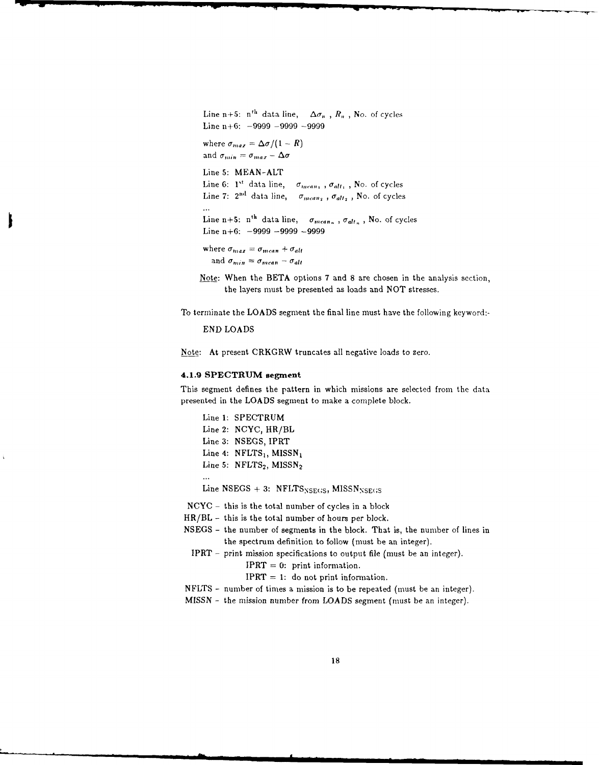Line n+5: $n^{th}$ data line, $\Delta\sigma_n$ , $R_n$ , No. of cycles
Line n+6: −9999 −9999 −9999

where $\sigma_{max} = \Delta\sigma/(1 - R)$
and $\sigma_{min} = \sigma_{max} - \Delta\sigma$

Line 5: MEAN-ALT
Line 6: $1^{st}$ data line, $\sigma_{mean_1}$ , $\sigma_{alt_1}$ , No. of cycles
Line 7: $2^{nd}$ data line, $\sigma_{mean_2}$ , $\sigma_{alt_2}$ , No. of cycles
...
Line n+5: $n^{th}$ data line, $\sigma_{mean_n}$ , $\sigma_{alt_n}$ , No. of cycles
Line n+6: −9999 −9999 −9999

where $\sigma_{max} = \sigma_{mean} + \sigma_{alt}$
and $\sigma_{min} = \sigma_{mean} - \sigma_{alt}$

Note: When the BETA options 7 and 8 are chosen in the analysis section, the layers must be presented as loads and NOT stresses.

To terminate the LOADS segment the final line must have the following keyword:-

END LOADS

Note: At present CRKGRW truncates all negative loads to zero.

### 4.1.9 SPECTRUM segment

This segment defines the pattern in which missions are selected from the data presented in the LOADS segment to make a complete block.

Line 1: SPECTRUM
Line 2: NCYC, HR/BL
Line 3: NSEGS, IPRT
Line 4: $NFLTS_1$, $MISSN_1$
Line 5: $NFLTS_2$, $MISSN_2$
...
Line NSEGS + 3: $NFLTS_{NSEGS}$, $MISSN_{NSEGS}$

NCYC – this is the total number of cycles in a block
HR/BL – this is the total number of hours per block.
NSEGS – the number of segments in the block. That is, the number of lines in the spectrum definition to follow (must be an integer).
IPRT – print mission specifications to output file (must be an integer).
IPRT = 0: print information.
IPRT = 1: do not print information.
NFLTS – number of times a mission is to be repeated (must be an integer).
MISSN – the mission number from LOADS segment (must be an integer).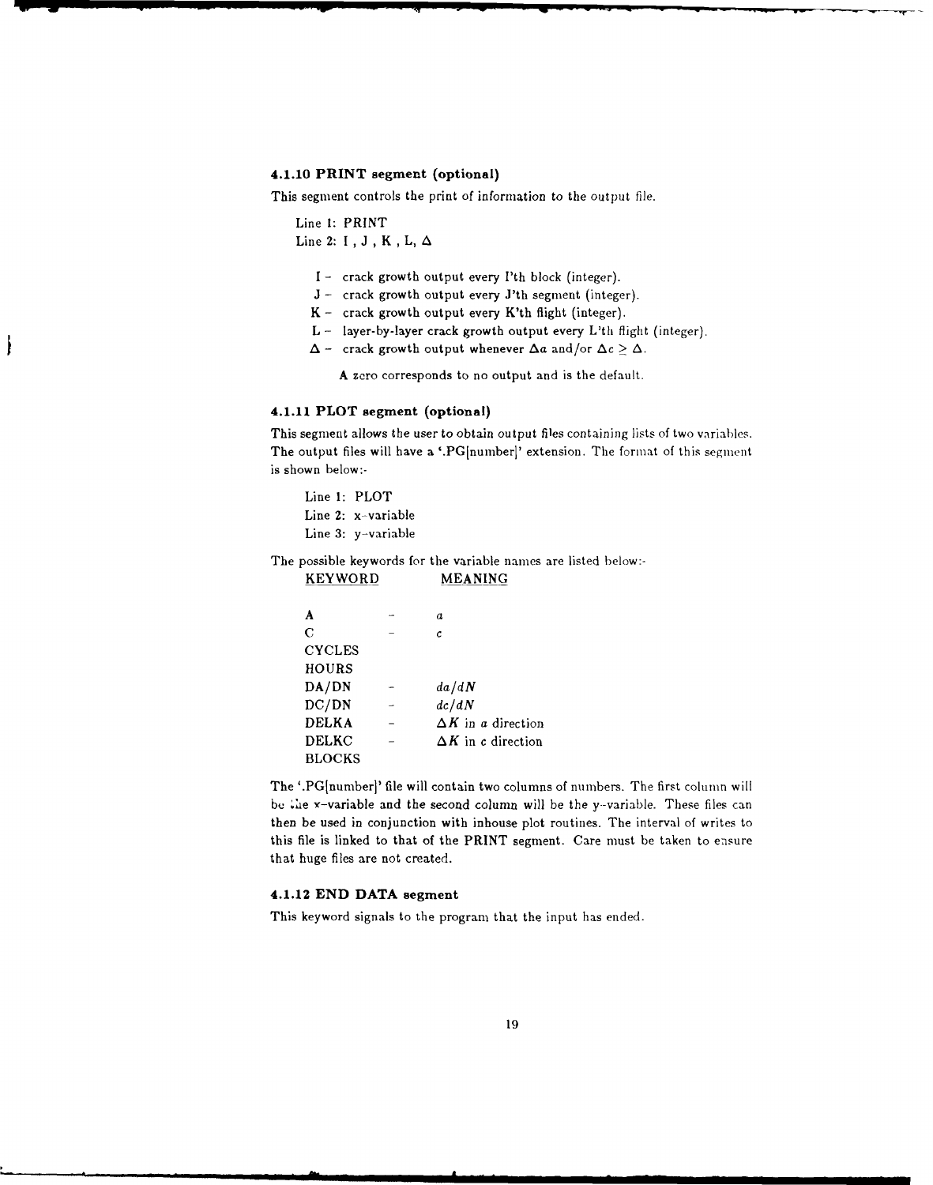#### 4.1.10 PRINT segment (optional)

This segment controls the print of information to the output file.

Line 1: PRINT
Line 2: I , J , K , L, $\Delta$

- I – crack growth output every I'th block (integer).
- J – crack growth output every J'th segment (integer).
- K – crack growth output every K'th flight (integer).
- L – layer-by-layer crack growth output every L'th flight (integer).
- $\Delta$ – crack growth output whenever $\Delta a$ and/or $\Delta c \geq \Delta$.

A zero corresponds to no output and is the default.

#### 4.1.11 PLOT segment (optional)

This segment allows the user to obtain output files containing lists of two variables. The output files will have a '.PG[number]' extension. The format of this segment is shown below:-

Line 1: PLOT
Line 2: x–variable
Line 3: y–variable

The possible keywords for the variable names are listed below:-

| KEYWORD | | MEANING |
|---|---|---|
| A | – | $a$ |
| C | – | $c$ |
| CYCLES | | |
| HOURS | | |
| DA/DN | – | $da/dN$ |
| DC/DN | – | $dc/dN$ |
| DELKA | – | $\Delta K$ in $a$ direction |
| DELKC | – | $\Delta K$ in $c$ direction |
| BLOCKS | | |

The '.PG[number]' file will contain two columns of numbers. The first column will be the x–variable and the second column will be the y–variable. These files can then be used in conjunction with inhouse plot routines. The interval of writes to this file is linked to that of the PRINT segment. Care must be taken to ensure that huge files are not created.

#### 4.1.12 END DATA segment

This keyword signals to the program that the input has ended.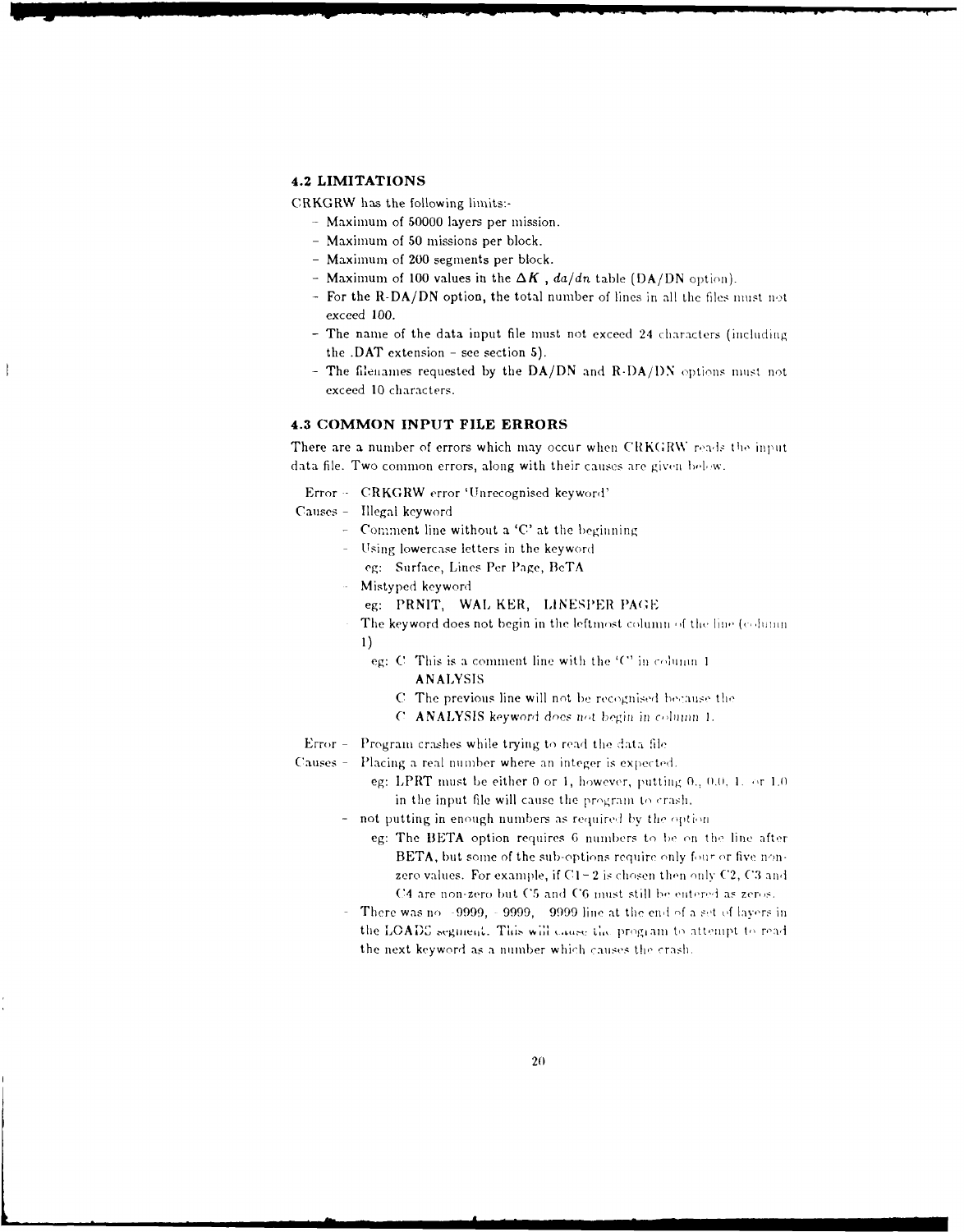## 4.2 LIMITATIONS

CRKGRW has the following limits:-

- Maximum of 50000 layers per mission.
- Maximum of 50 missions per block.
- Maximum of 200 segments per block.
- Maximum of 100 values in the $\Delta K$ , $da/dn$ table (DA/DN option).
- For the R-DA/DN option, the total number of lines in all the files must not exceed 100.
- The name of the data input file must not exceed 24 characters (including the .DAT extension - see section 5).
- The filenames requested by the DA/DN and R-DA/DN options must not exceed 10 characters.

## 4.3 COMMON INPUT FILE ERRORS

There are a number of errors which may occur when CRKGRW reads the input data file. Two common errors, along with their causes are given below.

Error - CRKGRW error 'Unrecognised keyword'

Causes - Illegal keyword

- Comment line without a 'C' at the beginning
- Using lowercase letters in the keyword
  - eg: Surface, Lines Per Page, BeTA
- Mistyped keyword
  - eg: PRNIT, WAL KER, LINESPER PAGE
- The keyword does not begin in the leftmost column of the line (column 1)
  - eg: C This is a comment line with the 'C' in column 1
    ANALYSIS
    C The previous line will not be recognised because the
    C ANALYSIS *keyword does not begin in column 1.*

Error - Program crashes while trying to read the data file

Causes - Placing a real number where an integer is expected.

- eg: LPRT must be either 0 or 1, however, putting 0., 0.0, 1. or 1.0 in the input file will cause the program to crash.
- not putting in enough numbers as required by the option
  - eg: The BETA option requires 6 numbers to be on the line after BETA, but some of the sub-options require only four or five non-zero values. For example, if C1 - 2 is chosen then only C2, C3 and C4 are non-zero but C5 and C6 must still be entered as zeros.
- There was no -9999, -9999, -9999 line at the end of a set of layers in the LOADS segment. This will cause the program to attempt to read the next keyword as a number which causes the crash.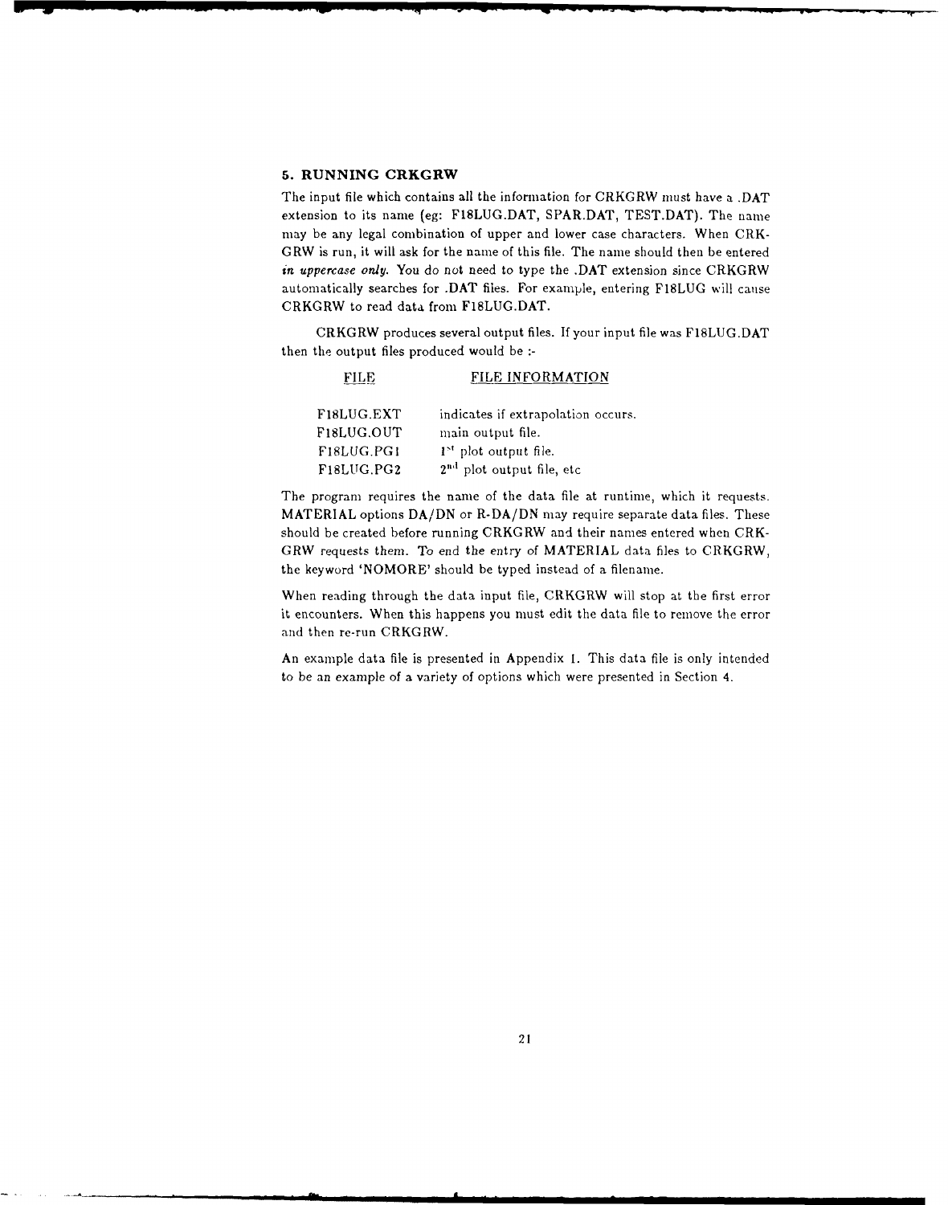## 5. RUNNING CRKGRW

The input file which contains all the information for CRKGRW must have a .DAT extension to its name (eg: F18LUG.DAT, SPAR.DAT, TEST.DAT). The name may be any legal combination of upper and lower case characters. When CRKGRW is run, it will ask for the name of this file. The name should then be entered *in uppercase only*. You do not need to type the .DAT extension since CRKGRW automatically searches for .DAT files. For example, entering F18LUG will cause CRKGRW to read data from F18LUG.DAT.

CRKGRW produces several output files. If your input file was F18LUG.DAT then the output files produced would be :-

| FILE | FILE INFORMATION |
|---|---|
| F18LUG.EXT | indicates if extrapolation occurs. |
| F18LUG.OUT | main output file. |
| F18LUG.PG1 | 1st plot output file. |
| F18LUG.PG2 | 2nd plot output file, etc |

The program requires the name of the data file at runtime, which it requests. MATERIAL options DA/DN or R-DA/DN may require separate data files. These should be created before running CRKGRW and their names entered when CRKGRW requests them. To end the entry of MATERIAL data files to CRKGRW, the keyword 'NOMORE' should be typed instead of a filename.

When reading through the data input file, CRKGRW will stop at the first error it encounters. When this happens you must edit the data file to remove the error and then re-run CRKGRW.

An example data file is presented in Appendix 1. This data file is only intended to be an example of a variety of options which were presented in Section 4.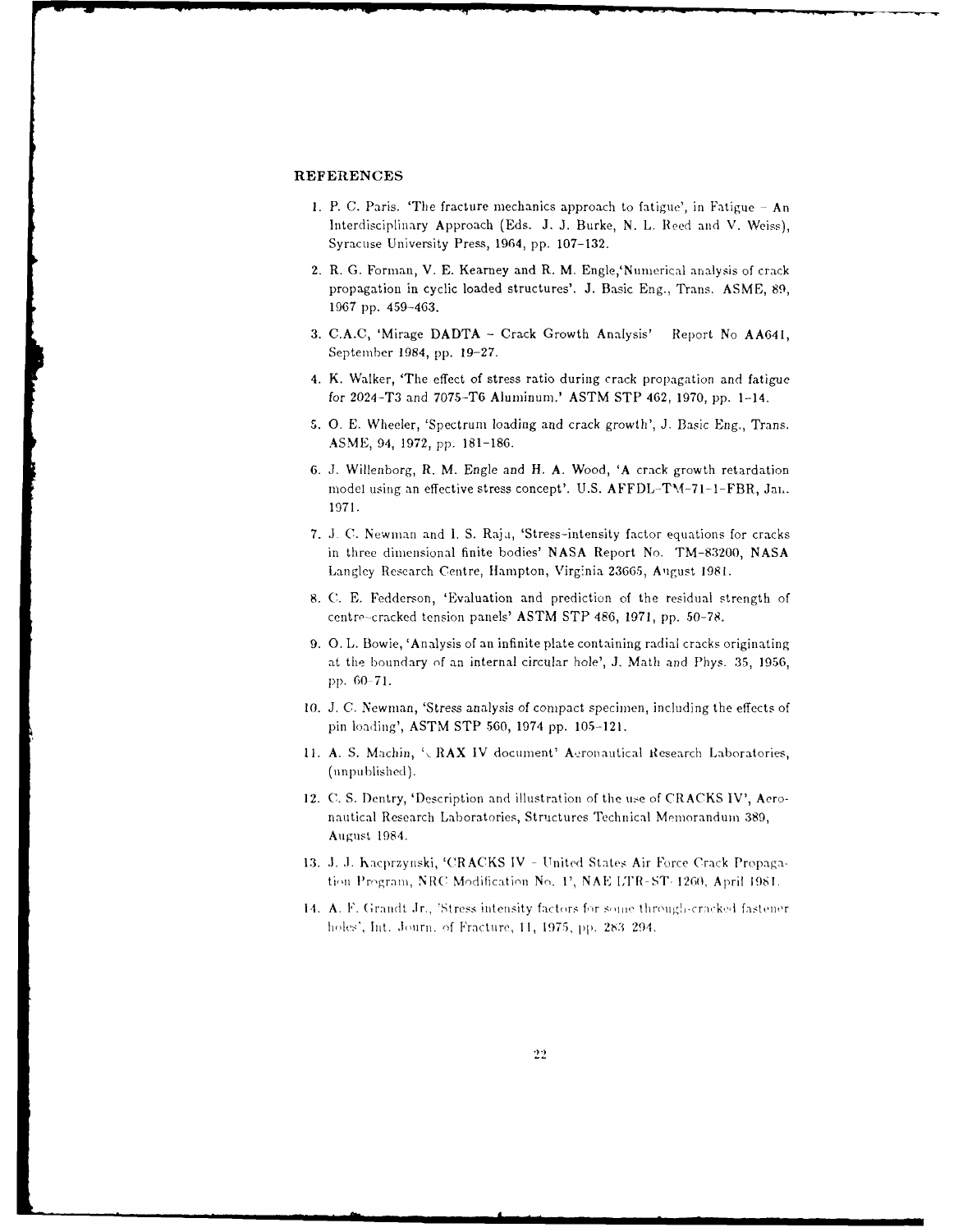## REFERENCES

1. P. C. Paris. 'The fracture mechanics approach to fatigue', in Fatigue – An Interdisciplinary Approach (Eds. J. J. Burke, N. L. Reed and V. Weiss), Syracuse University Press, 1964, pp. 107–132.

2. R. G. Forman, V. E. Kearney and R. M. Engle,'Numerical analysis of crack propagation in cyclic loaded structures'. J. Basic Eng., Trans. ASME, 89, 1967 pp. 459–463.

3. C.A.C, 'Mirage DADTA – Crack Growth Analysis' Report No AA641, September 1984, pp. 19–27.

4. K. Walker, 'The effect of stress ratio during crack propagation and fatigue for 2024-T3 and 7075-T6 Aluminum.' ASTM STP 462, 1970, pp. 1–14.

5. O. E. Wheeler, 'Spectrum loading and crack growth', J. Basic Eng., Trans. ASME, 94, 1972, pp. 181–186.

6. J. Willenborg, R. M. Engle and H. A. Wood, 'A crack growth retardation model using an effective stress concept'. U.S. AFFDL-TM-71-1-FBR, Jan. 1971.

7. J. C. Newman and I. S. Raju, 'Stress-intensity factor equations for cracks in three dimensional finite bodies' NASA Report No. TM-83200, NASA Langley Research Centre, Hampton, Virginia 23665, August 1981.

8. C. E. Fedderson, 'Evaluation and prediction of the residual strength of centre-cracked tension panels' ASTM STP 486, 1971, pp. 50–78.

9. O. L. Bowie, 'Analysis of an infinite plate containing radial cracks originating at the boundary of an internal circular hole', J. Math and Phys. 35, 1956, pp. 60–71.

10. J. C. Newman, 'Stress analysis of compact specimen, including the effects of pin loading', ASTM STP 560, 1974 pp. 105–121.

11. A. S. Machin, 'CRAX IV document' Aeronautical Research Laboratories, (unpublished).

12. C. S. Dentry, 'Description and illustration of the use of CRACKS IV', Aeronautical Research Laboratories, Structures Technical Memorandum 389, August 1984.

13. J. J. Kacprzynski, 'CRACKS IV – United States Air Force Crack Propagation Program, NRC Modification No. 1', NAE LTR-ST-1260, April 1981.

14. A. F. Grandt Jr., 'Stress intensity factors for some through-cracked fastener holes', Int. Journ. of Fracture, 11, 1975, pp. 283–294.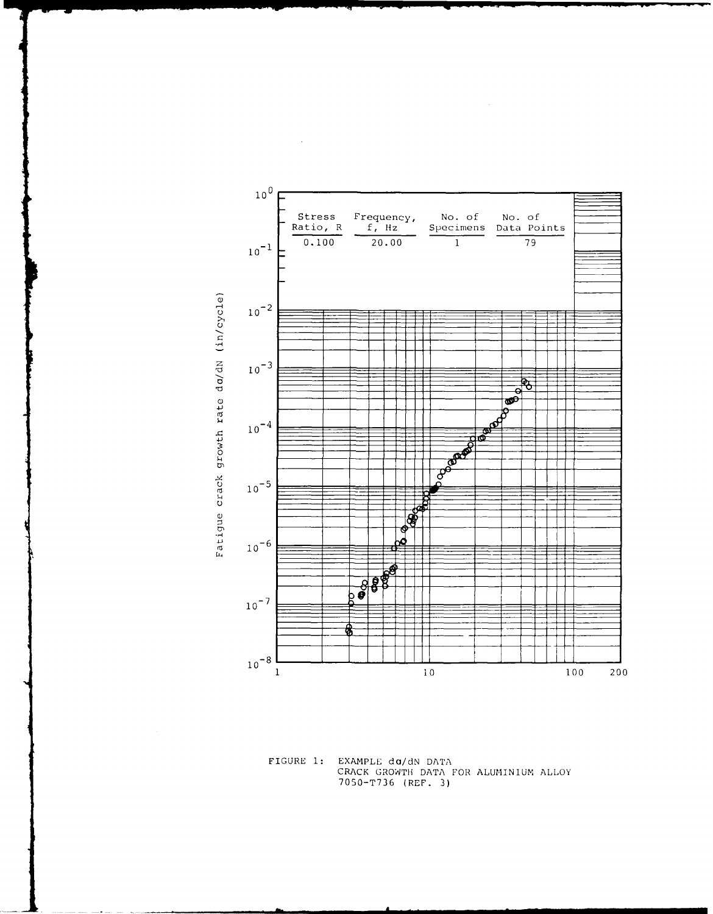| Stress Ratio, R | Frequency, f, Hz | No. of Specimens | No. of Data Points |
|---|---|---|---|
| 0.100 | 20.00 | 1 | 79 |

Fatigue crack growth rate da/dN (in/cycle)

FIGURE 1: EXAMPLE da/dN DATA
CRACK GROWTH DATA FOR ALUMINIUM ALLOY
7050-T736 (REF. 3)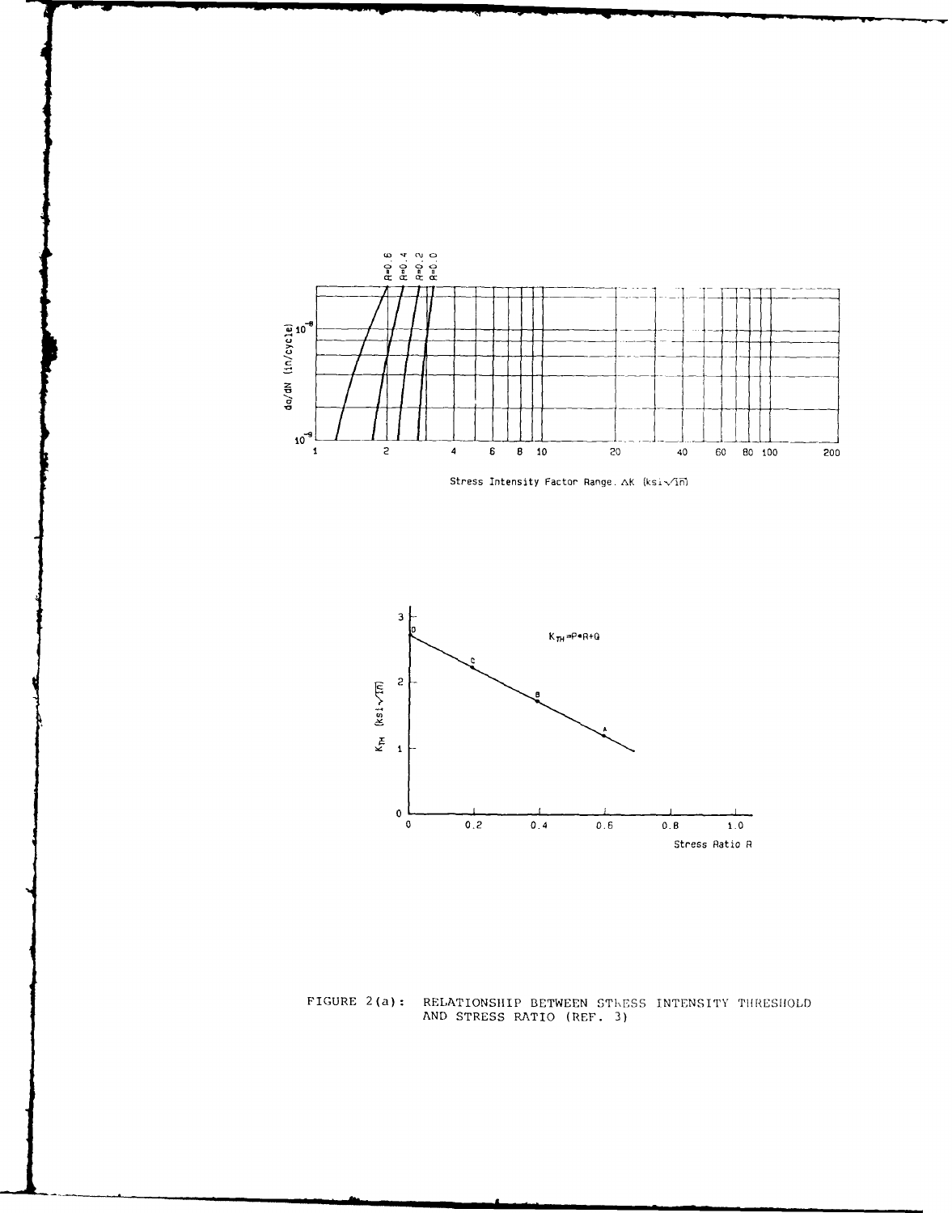FIGURE 2(a): RELATIONSHIP BETWEEN STRESS INTENSITY THRESHOLD AND STRESS RATIO (REF. 3)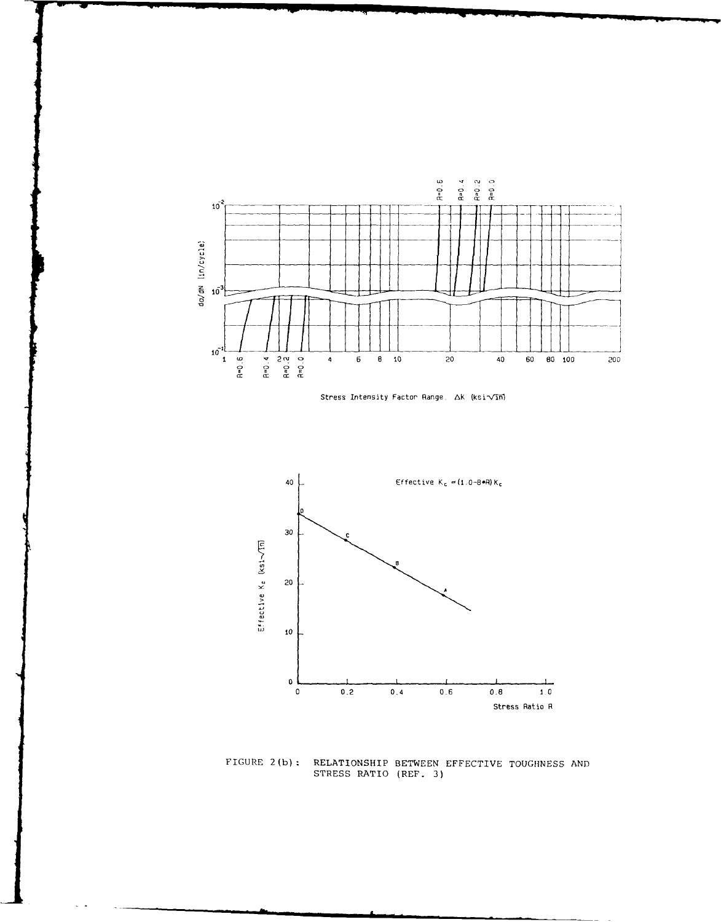FIGURE 2(b): RELATIONSHIP BETWEEN EFFECTIVE TOUGHNESS AND STRESS RATIO (REF. 3)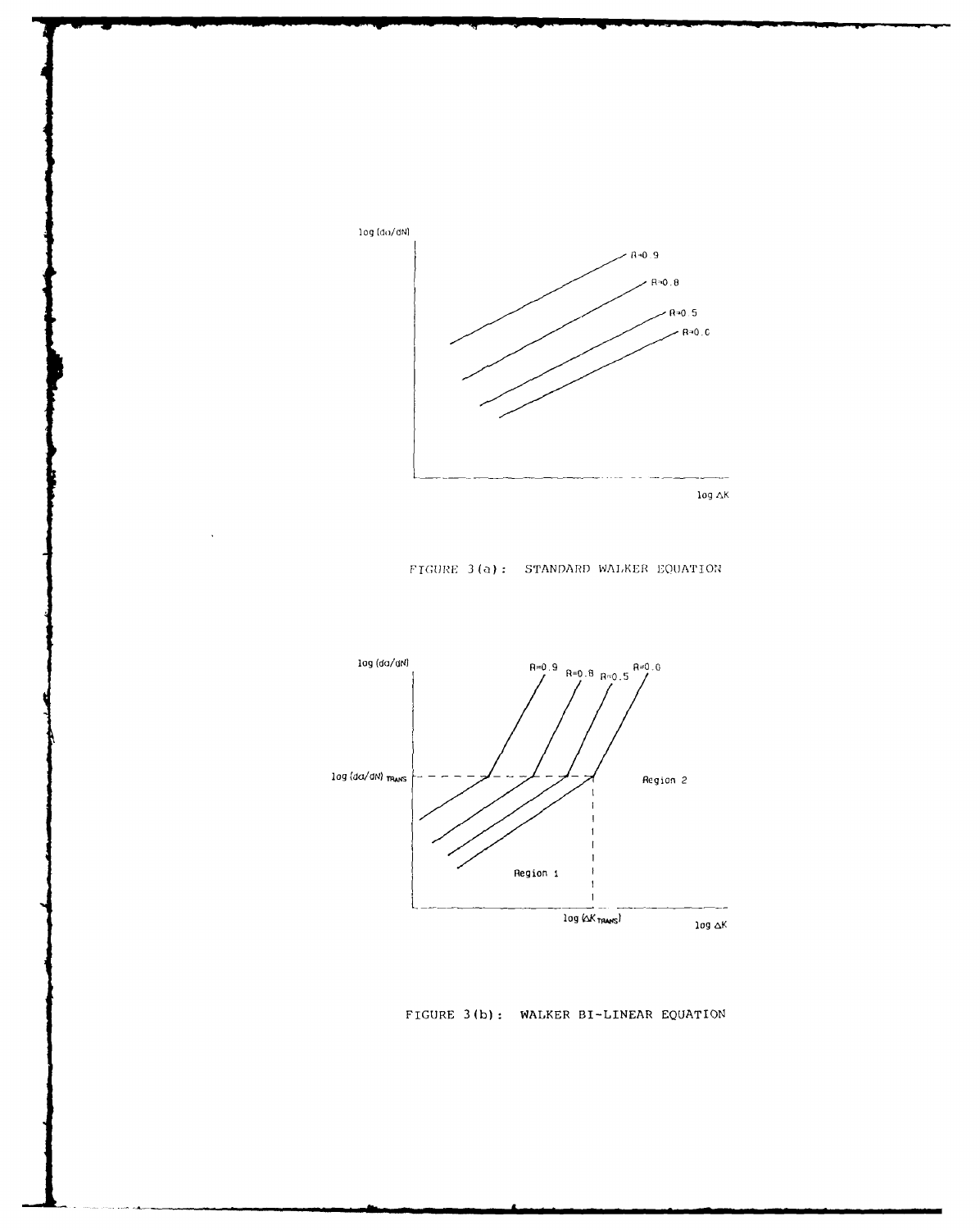FIGURE 3(a): STANDARD WALKER EQUATION

FIGURE 3(b): WALKER BI-LINEAR EQUATION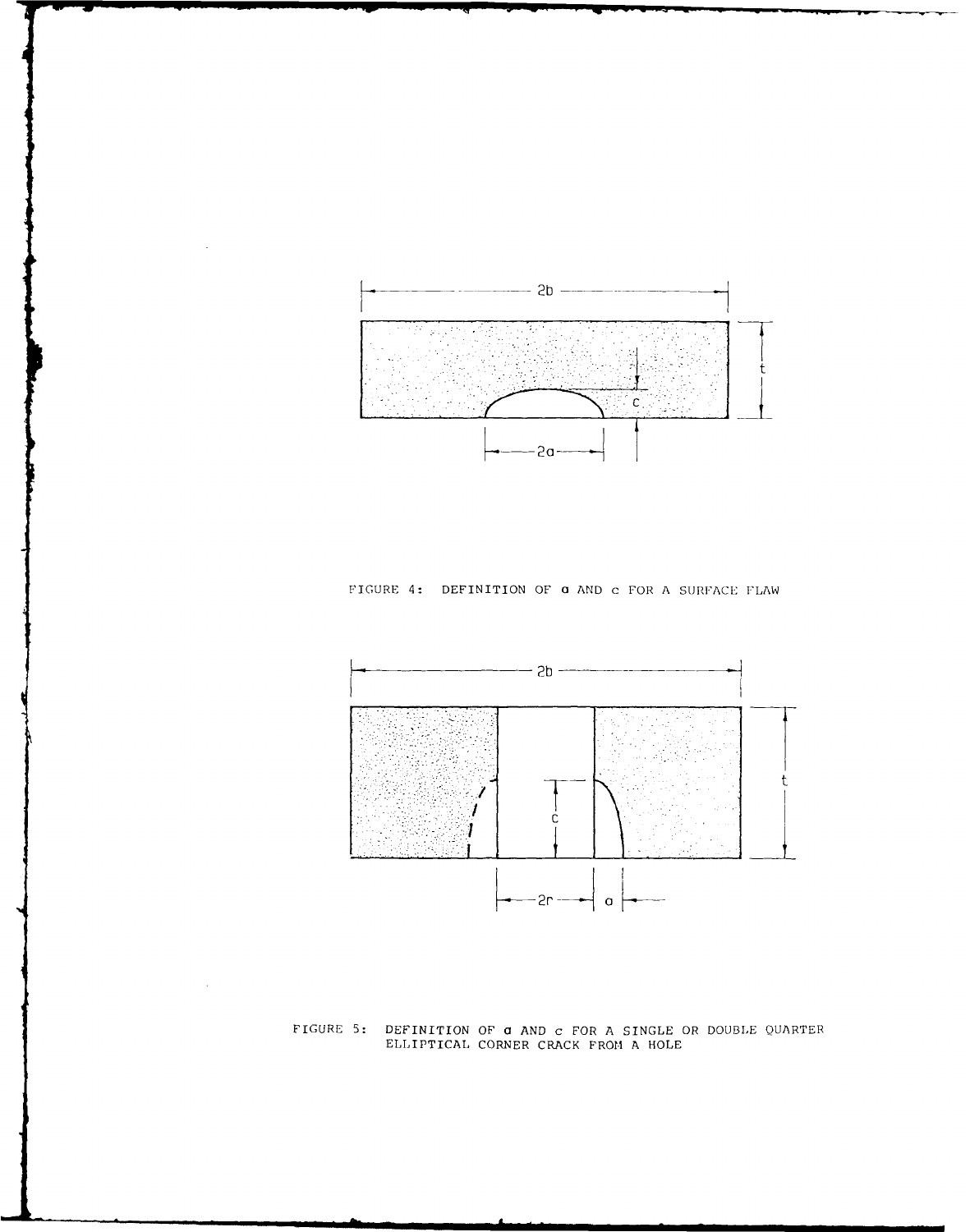FIGURE 4: DEFINITION OF $a$ AND $c$ FOR A SURFACE FLAW

FIGURE 5: DEFINITION OF $a$ AND $c$ FOR A SINGLE OR DOUBLE QUARTER ELLIPTICAL CORNER CRACK FROM A HOLE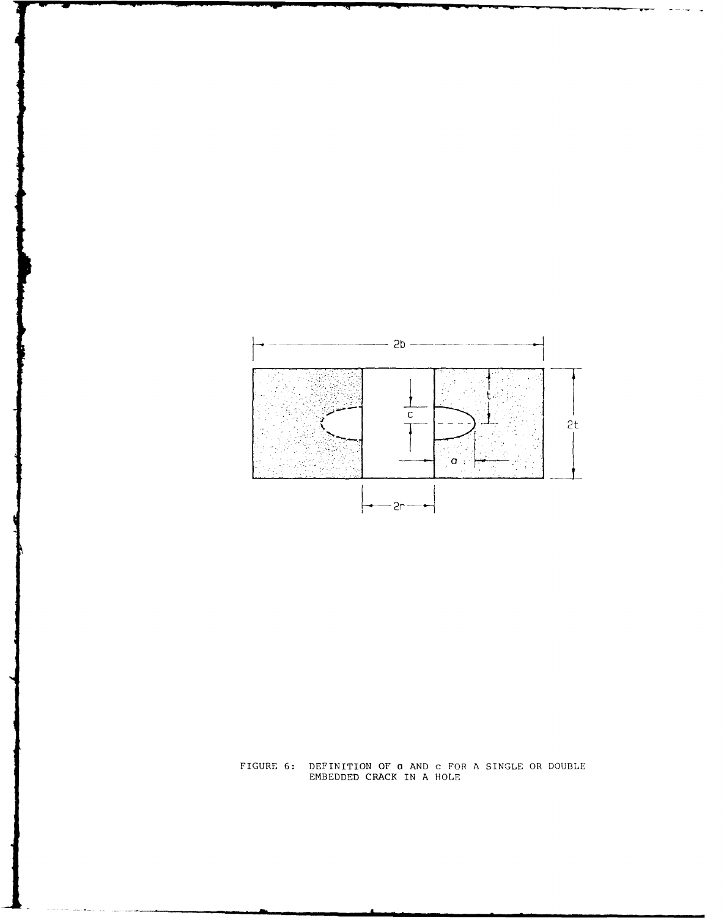FIGURE 6: DEFINITION OF $a$ AND $c$ FOR A SINGLE OR DOUBLE EMBEDDED CRACK IN A HOLE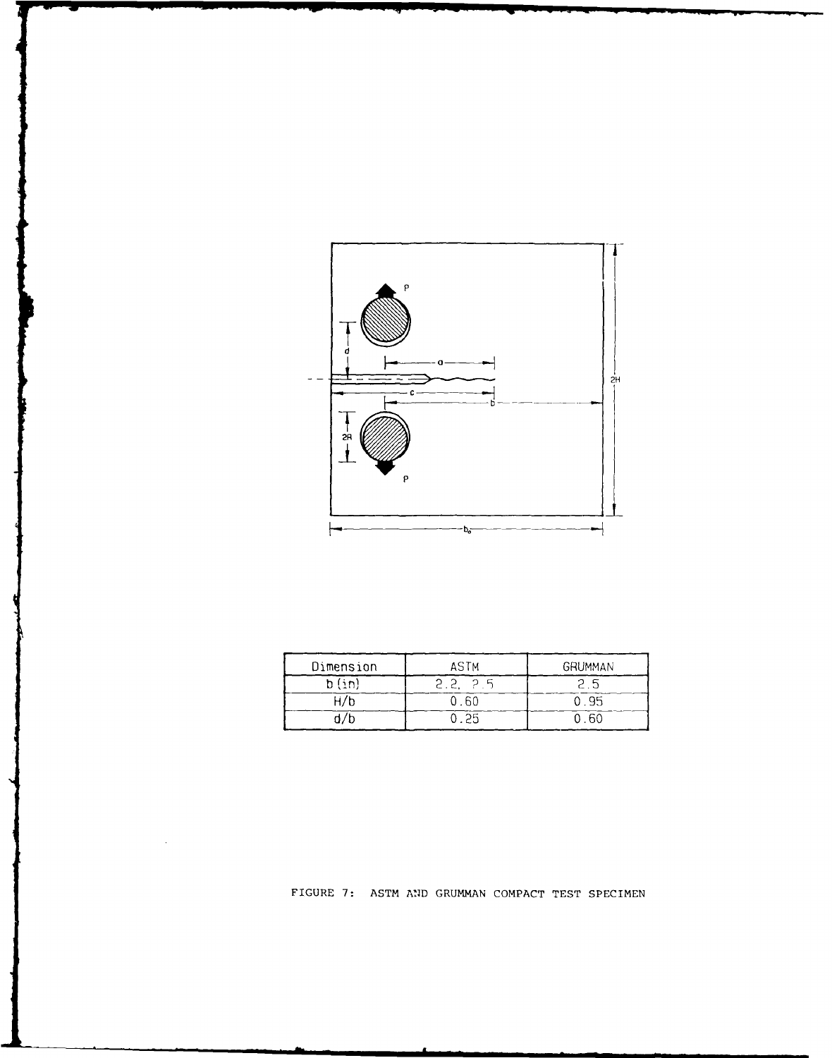| Dimension | ASTM | GRUMMAN |
| --- | --- | --- |
| b (in) | 2.2, 2.5 | 2.5 |
| H/b | 0.60 | 0.95 |
| d/b | 0.25 | 0.60 |

FIGURE 7: ASTM AND GRUMMAN COMPACT TEST SPECIMEN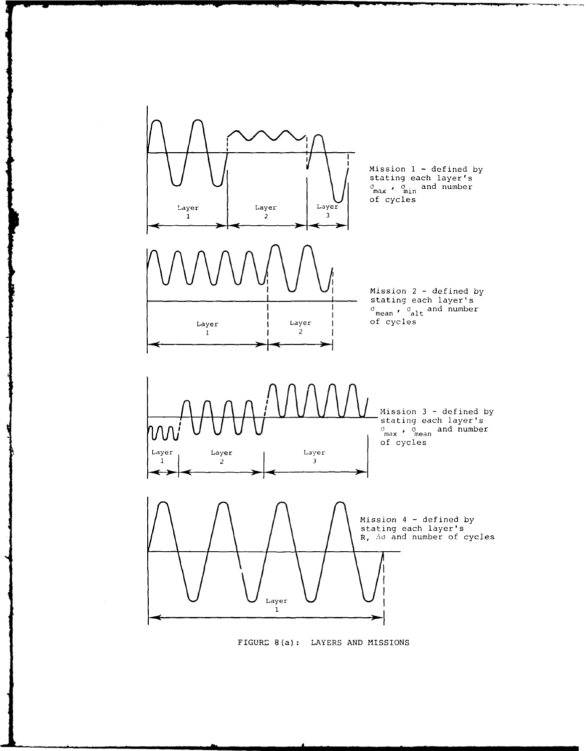Layer 1 | Layer 2 | Layer 3

Mission 1 - defined by stating each layer's $\sigma_{max}$, $\sigma_{min}$ and number of cycles

Layer 1 | Layer 2

Mission 2 - defined by stating each layer's $\sigma_{mean}$, $\sigma_{alt}$ and number of cycles

Layer 1 | Layer 2 | Layer 3

Mission 3 - defined by stating each layer's $\sigma_{max}$, $\sigma_{mean}$ and number of cycles

Layer 1

Mission 4 - defined by stating each layer's R, $\Delta\sigma$ and number of cycles

FIGURE 8(a): LAYERS AND MISSIONS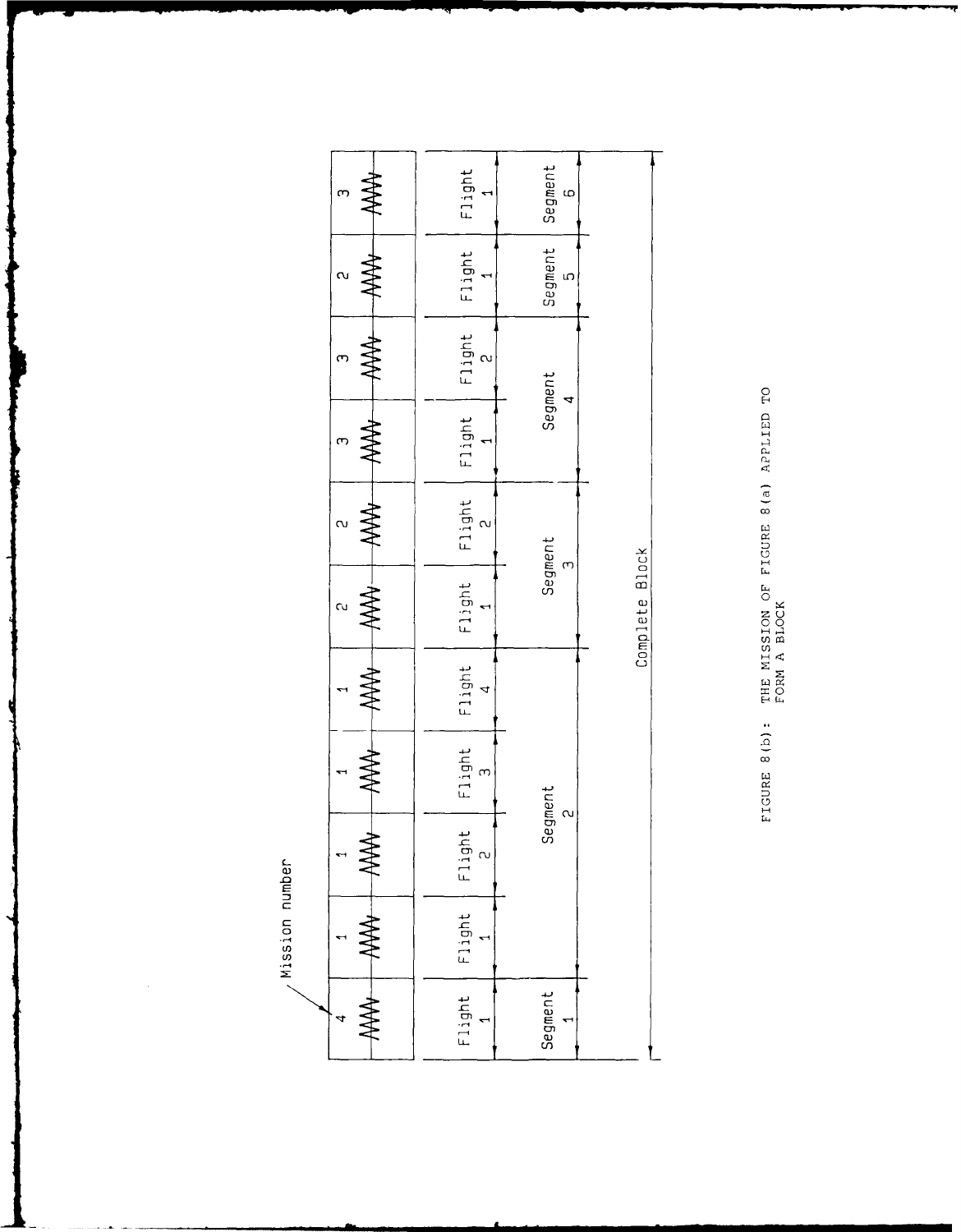| Mission number | 4 | 1 | 1 | 1 | 1 | 2 | 2 | 3 | 3 | 2 | 3 |
|---|---|---|---|---|---|---|---|---|---|---|---|
| | Flight 1 | Flight 1 | Flight 2 | Flight 3 | Flight 4 | Flight 1 | Flight 2 | Flight 1 | Flight 2 | Flight 1 | Flight 1 |
| | Segment 1 | Segment 2 | | | | Segment 3 | | Segment 4 | | Segment 5 | Segment 6 |
| | Complete Block | | | | | | | | | | |

FIGURE 8(b): THE MISSION OF FIGURE 8(a) APPLIED TO FORM A BLOCK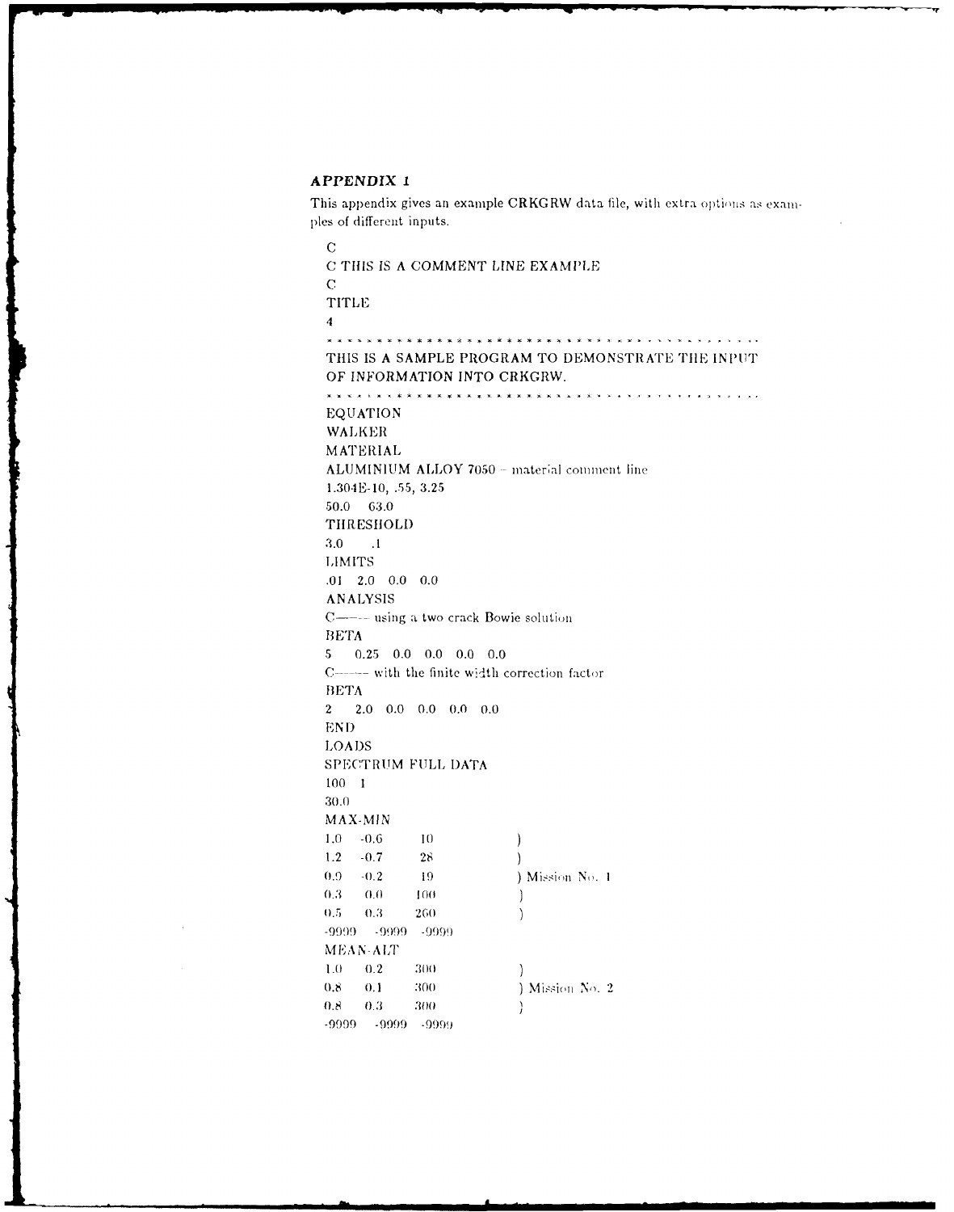### *APPENDIX 1*

This appendix gives an example CRKGRW data file, with extra options as examples of different inputs.

```
C
C THIS IS A COMMENT LINE EXAMPLE
C
TITLE
4
* * * * * * * * * * * * * * * * * * * * * * * * * * * * * * * * * * * * * * * * * * * *
THIS IS A SAMPLE PROGRAM TO DEMONSTRATE THE INPUT
OF INFORMATION INTO CRKGRW.
* * * * * * * * * * * * * * * * * * * * * * * * * * * * * * * * * * * * * * * * * * * *
EQUATION
WALKER
MATERIAL
ALUMINIUM ALLOY 7050 - material comment line
1.304E-10, .55, 3.25
50.0   63.0
THRESHOLD
3.0    .1
LIMITS
.01  2.0  0.0  0.0
ANALYSIS
C----- using a two crack Bowie solution
BETA
5    0.25  0.0  0.0  0.0  0.0
C------ with the finite width correction factor
BETA
2    2.0  0.0  0.0  0.0  0.0
END
LOADS
SPECTRUM FULL DATA
100  1
30.0
MAX-MIN
1.0   -0.6     10          )
1.2   -0.7     28          )
0.9   -0.2     19          ) Mission No. 1
0.3    0.0    100          )
0.5    0.3    260          )
-9999  -9999  -9999
MEAN-ALT
1.0    0.2    300          )
0.8    0.1    300          ) Mission No. 2
0.8    0.3    300          )
-9999  -9999  -9999
```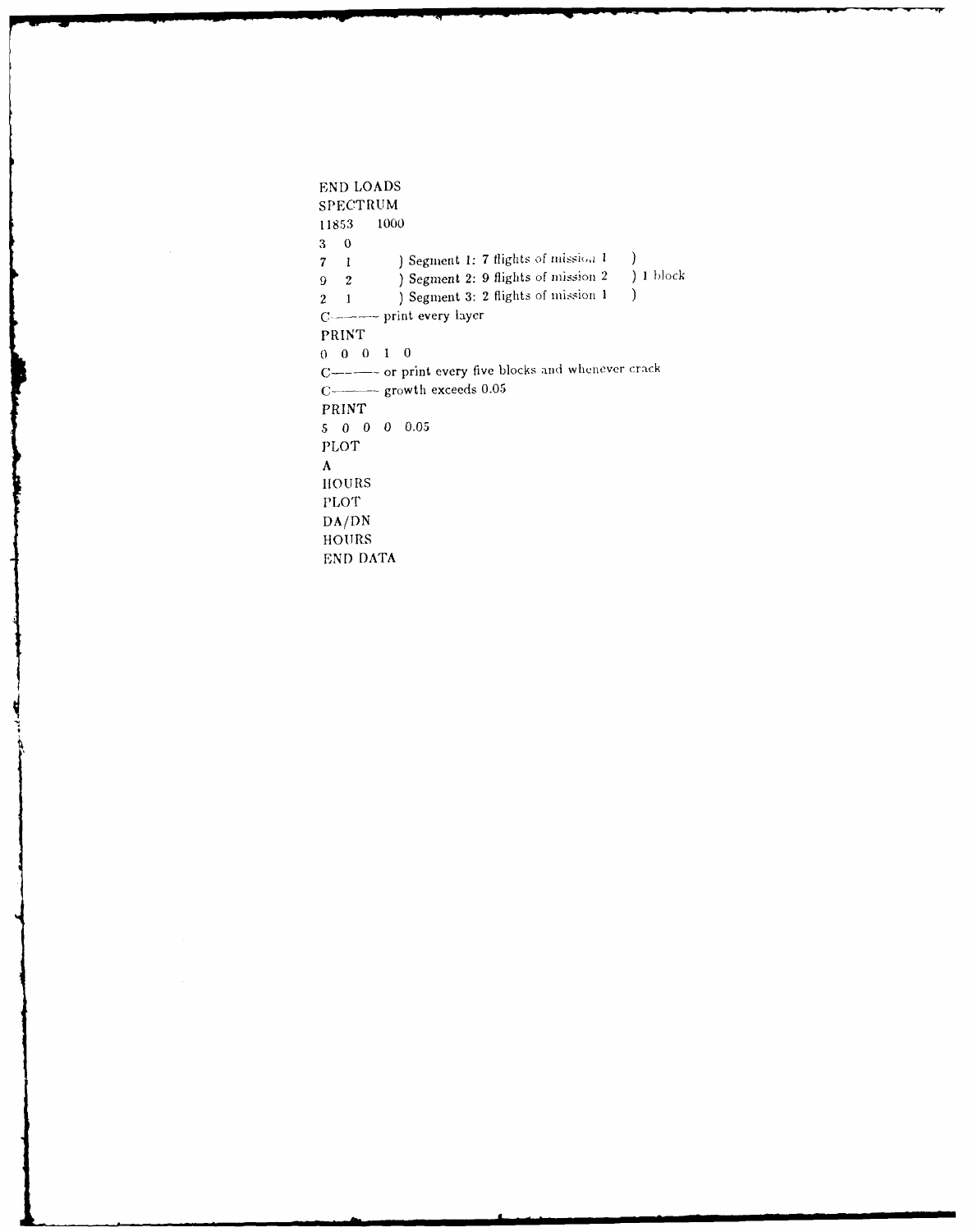```
END LOADS
SPECTRUM
11853    1000
3   0
7   1        ) Segment 1: 7 flights of mission 1     )
9   2        ) Segment 2: 9 flights of mission 2     ) 1 block
2   1        ) Segment 3: 2 flights of mission 1     )
C——— print every layer
PRINT
0  0  0  1  0
C——— or print every five blocks and whenever crack
C——— growth exceeds 0.05
PRINT
5  0  0  0  0.05
PLOT
A
HOURS
PLOT
DA/DN
HOURS
END DATA
```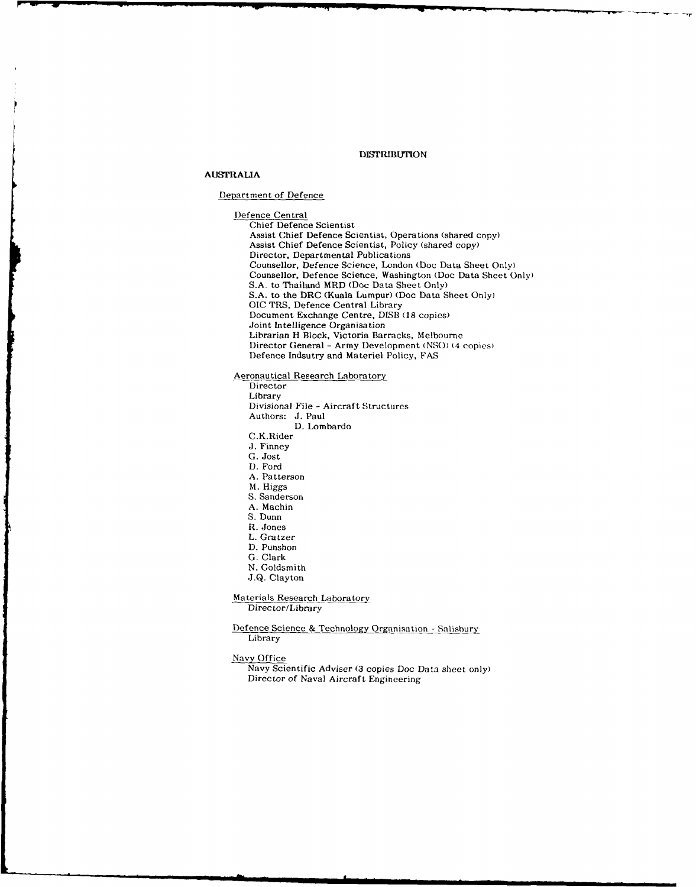## DISTRIBUTION

### AUSTRALIA

Department of Defence

Defence Central

Chief Defence Scientist
Assist Chief Defence Scientist, Operations (shared copy)
Assist Chief Defence Scientist, Policy (shared copy)
Director, Departmental Publications
Counsellor, Defence Science, London (Doc Data Sheet Only)
Counsellor, Defence Science, Washington (Doc Data Sheet Only)
S.A. to Thailand MRD (Doc Data Sheet Only)
S.A. to the DRC (Kuala Lumpur) (Doc Data Sheet Only)
OIC TRS, Defence Central Library
Document Exchange Centre, DISB (18 copies)
Joint Intelligence Organisation
Librarian H Block, Victoria Barracks, Melbourne
Director General - Army Development (NSO) (4 copies)
Defence Indsutry and Materiel Policy, FAS

Aeronautical Research Laboratory

Director
Library
Divisional File - Aircraft Structures
Authors: J. Paul
D. Lombardo
C.K.Rider
J. Finney
G. Jost
D. Ford
A. Patterson
M. Higgs
S. Sanderson
A. Machin
S. Dunn
R. Jones
L. Gratzer
D. Punshon
G. Clark
N. Goldsmith
J.Q. Clayton

Materials Research Laboratory

Director/Library

Defence Science & Technology Organisation - Salisbury

Library

Navy Office

Navy Scientific Adviser (3 copies Doc Data sheet only)
Director of Naval Aircraft Engineering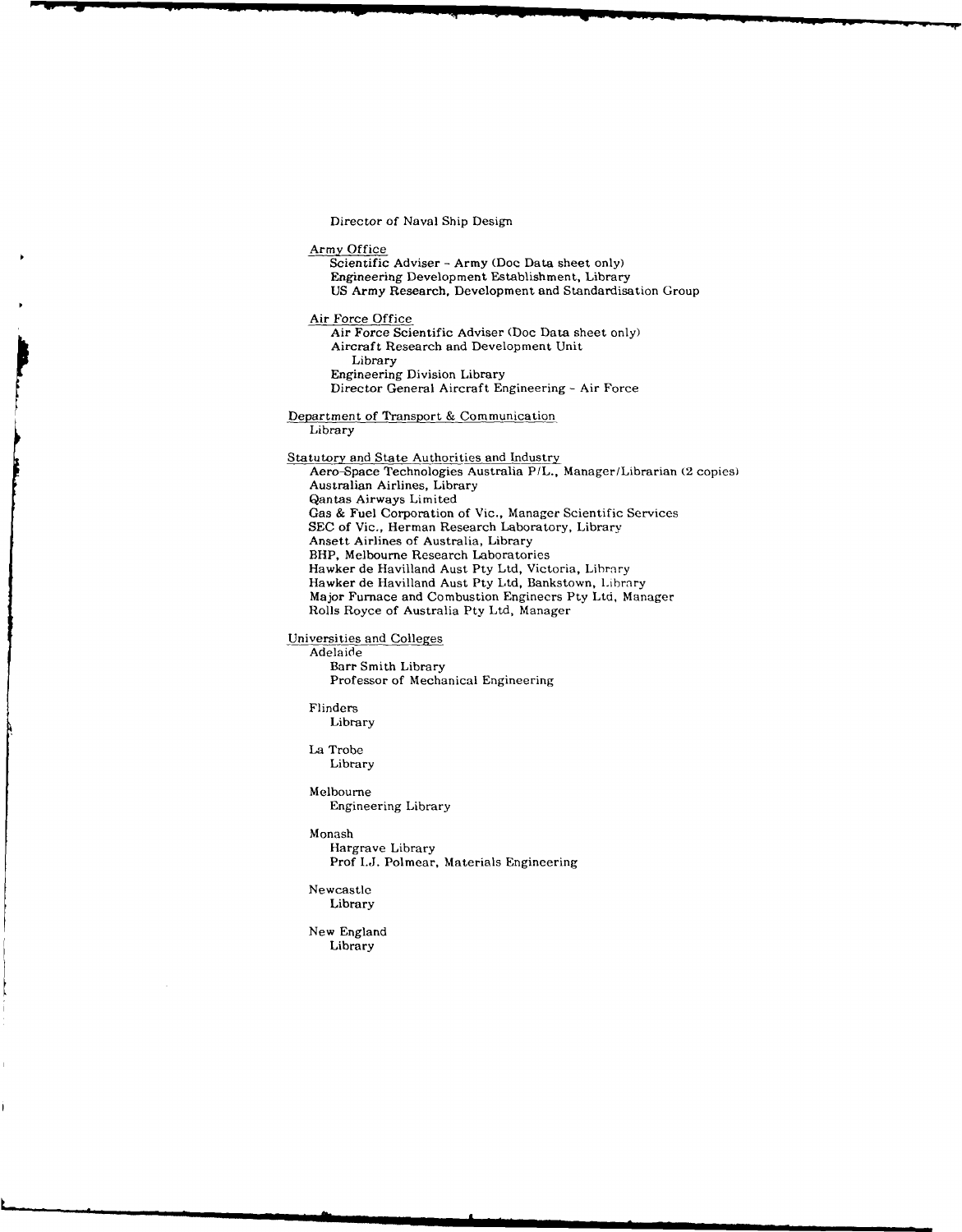Director of Naval Ship Design

Army Office

- Scientific Adviser - Army (Doc Data sheet only)
- Engineering Development Establishment, Library
- US Army Research, Development and Standardisation Group

Air Force Office

- Air Force Scientific Adviser (Doc Data sheet only)
- Aircraft Research and Development Unit
  - Library
- Engineering Division Library
- Director General Aircraft Engineering - Air Force

Department of Transport & Communication

- Library

Statutory and State Authorities and Industry

- Aero-Space Technologies Australia P/L., Manager/Librarian (2 copies)
- Australian Airlines, Library
- Qantas Airways Limited
- Gas & Fuel Corporation of Vic., Manager Scientific Services
- SEC of Vic., Herman Research Laboratory, Library
- Ansett Airlines of Australia, Library
- BHP, Melbourne Research Laboratories
- Hawker de Havilland Aust Pty Ltd, Victoria, Library
- Hawker de Havilland Aust Pty Ltd, Bankstown, Library
- Major Furnace and Combustion Engineers Pty Ltd, Manager
- Rolls Royce of Australia Pty Ltd, Manager

Universities and Colleges

- Adelaide
  - Barr Smith Library
  - Professor of Mechanical Engineering
- Flinders
  - Library
- La Trobe
  - Library
- Melbourne
  - Engineering Library
- Monash
  - Hargrave Library
  - Prof I.J. Polmear, Materials Engineering
- Newcastle
  - Library
- New England
  - Library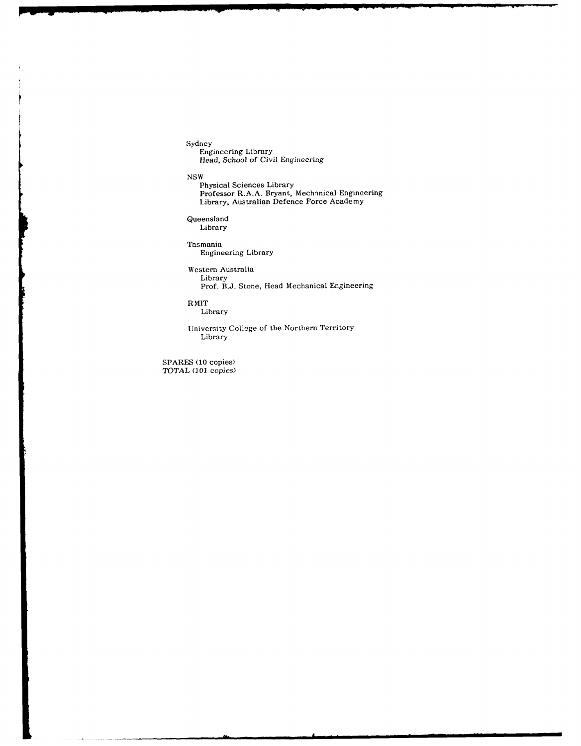Sydney
   Engineering Library
   Head, School of Civil Engineering

NSW
   Physical Sciences Library
   Professor R.A.A. Bryant, Mechanical Engineering
   Library, Australian Defence Force Academy

Queensland
   Library

Tasmania
   Engineering Library

Western Australia
   Library
   Prof. B.J. Stone, Head Mechanical Engineering

RMIT
   Library

University College of the Northern Territory
   Library

SPARES (10 copies)
TOTAL (101 copies)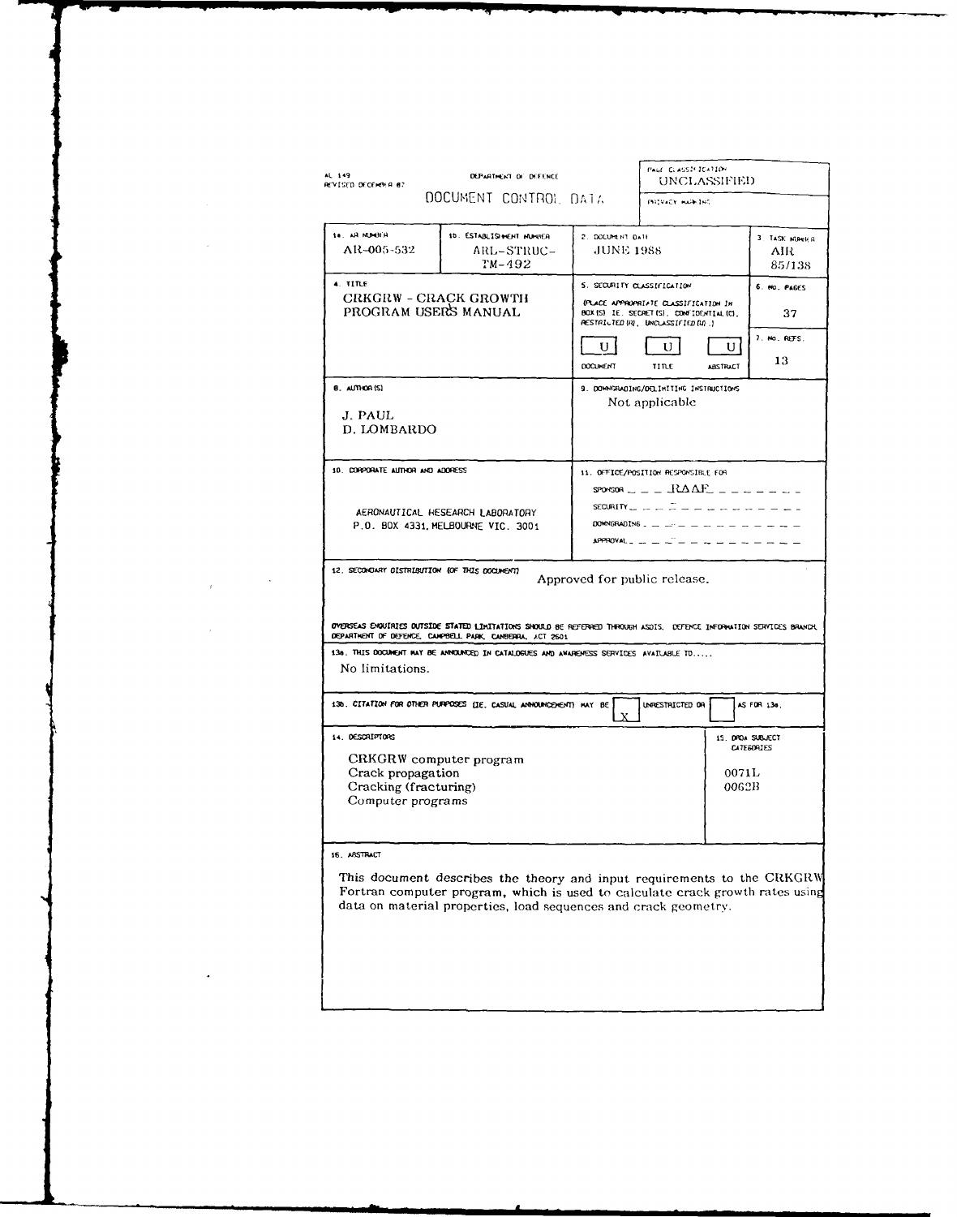AL 149
REVISED DECEMBER 87

DEPARTMENT OF DEFENCE

DOCUMENT CONTROL DATA

PAGE CLASSIFICATION
UNCLASSIFIED

PRIVACY MARKING

| 1a. AR NUMBER | 1b. ESTABLISHMENT NUMBER | 2. DOCUMENT DATE | 3. TASK NUMBER |
|---|---|---|---|
| AR-005-532 | ARL-STRUC-TM-492 | JUNE 1988 | AIR 85/138 |

| 4. TITLE | 5. SECURITY CLASSIFICATION | 6. No. PAGES |
|---|---|---|
| CRKGRW - CRACK GROWTH PROGRAM USERS MANUAL | (PLACE APPROPRIATE CLASSIFICATION IN BOX(S) IE. SECRET (S), CONFIDENTIAL (C), RESTRICTED (R), UNCLASSIFIED (U).) | 37 |
| | U (DOCUMENT) U (TITLE) U (ABSTRACT) | 7. No. REFS. 13 |

| 8. AUTHOR(S) | 9. DOWNGRADING/DELIMITING INSTRUCTIONS |
|---|---|
| J. PAUL<br>D. LOMBARDO | Not applicable |

| 10. CORPORATE AUTHOR AND ADDRESS | 11. OFFICE/POSITION RESPONSIBLE FOR |
|---|---|
| AERONAUTICAL RESEARCH LABORATORY<br>P.O. BOX 4331, MELBOURNE VIC. 3001 | SPONSOR ___ RAAF ___<br>SECURITY ___<br>DOWNGRADING ___<br>APPROVAL ___ |

12. SECONDARY DISTRIBUTION (OF THIS DOCUMENT)

Approved for public release.

OVERSEAS ENQUIRIES OUTSIDE STATED LIMITATIONS SHOULD BE REFERRED THROUGH ASDIS, DEFENCE INFORMATION SERVICES BRANCH, DEPARTMENT OF DEFENCE, CAMPBELL PARK, CANBERRA, ACT 2601

13a. THIS DOCUMENT MAY BE ANNOUNCED IN CATALOGUES AND AWARENESS SERVICES AVAILABLE TO.....

No limitations.

13b. CITATION FOR OTHER PURPOSES (IE. CASUAL ANNOUNCEMENT) MAY BE [X] UNRESTRICTED OR [ ] AS FOR 13a.

| 14. DESCRIPTORS | 15. DRDA SUBJECT CATEGORIES |
|---|---|
| CRKGRW computer program<br>Crack propagation<br>Cracking (fracturing)<br>Computer programs | 0071L<br>0062B |

16. ABSTRACT

This document describes the theory and input requirements to the CRKGRW Fortran computer program, which is used to calculate crack growth rates using data on material properties, load sequences and crack geometry.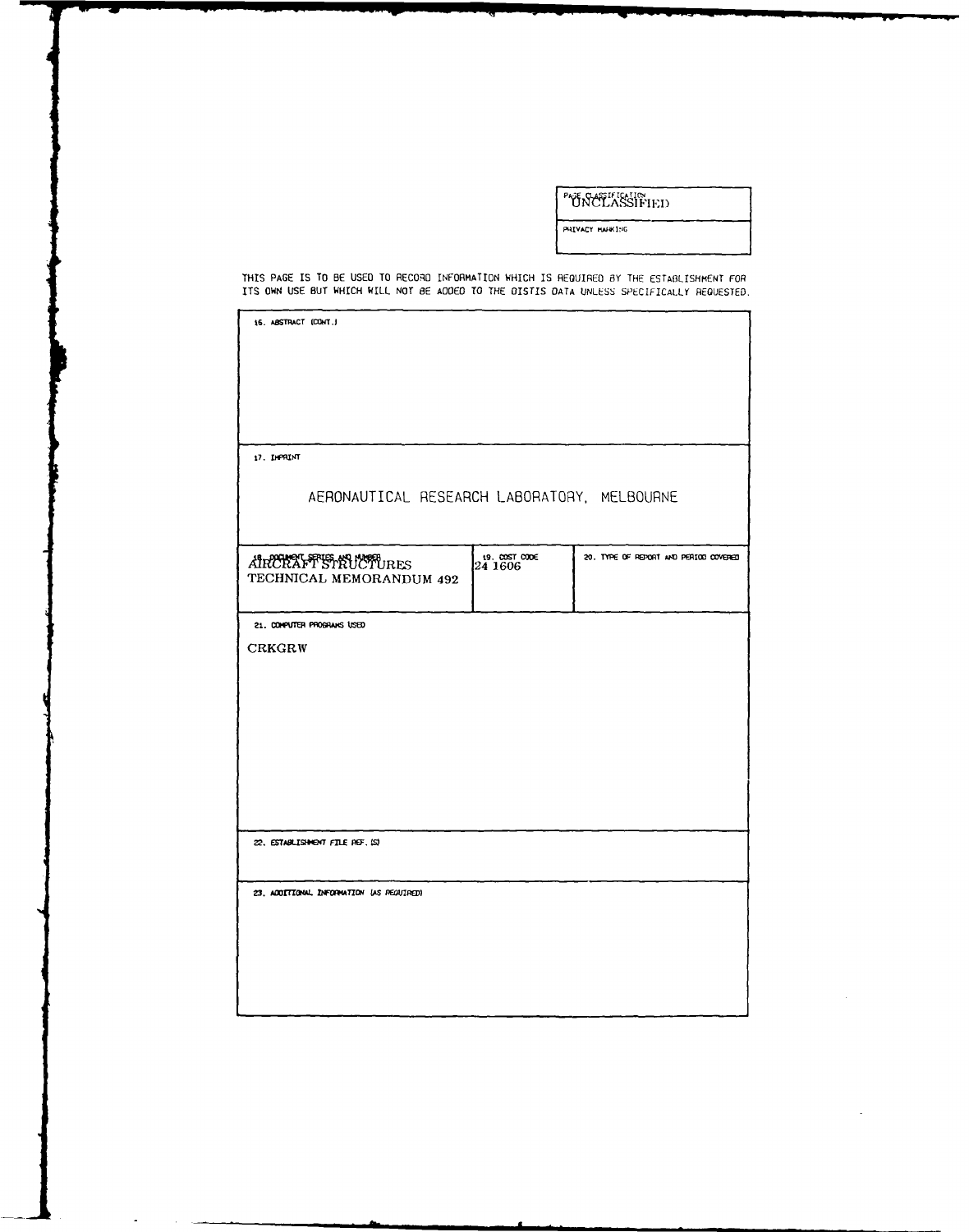PAGE CLASSIFICATION
UNCLASSIFIED

PRIVACY MARKING

THIS PAGE IS TO BE USED TO RECORD INFORMATION WHICH IS REQUIRED BY THE ESTABLISHMENT FOR ITS OWN USE BUT WHICH WILL NOT BE ADDED TO THE DISTIS DATA UNLESS SPECIFICALLY REQUESTED.

16. ABSTRACT (CONT.)

17. IMPRINT

AERONAUTICAL RESEARCH LABORATORY, MELBOURNE

| 18. DOCUMENT SERIES AND NUMBER | 19. COST CODE | 20. TYPE OF REPORT AND PERIOD COVERED |
| --- | --- | --- |
| AIRCRAFT STRUCTURES TECHNICAL MEMORANDUM 492 | 24 1606 | |

21. COMPUTER PROGRAMS USED

CRKGRW

22. ESTABLISHMENT FILE REF. (S)

23. ADDITIONAL INFORMATION (AS REQUIRED)